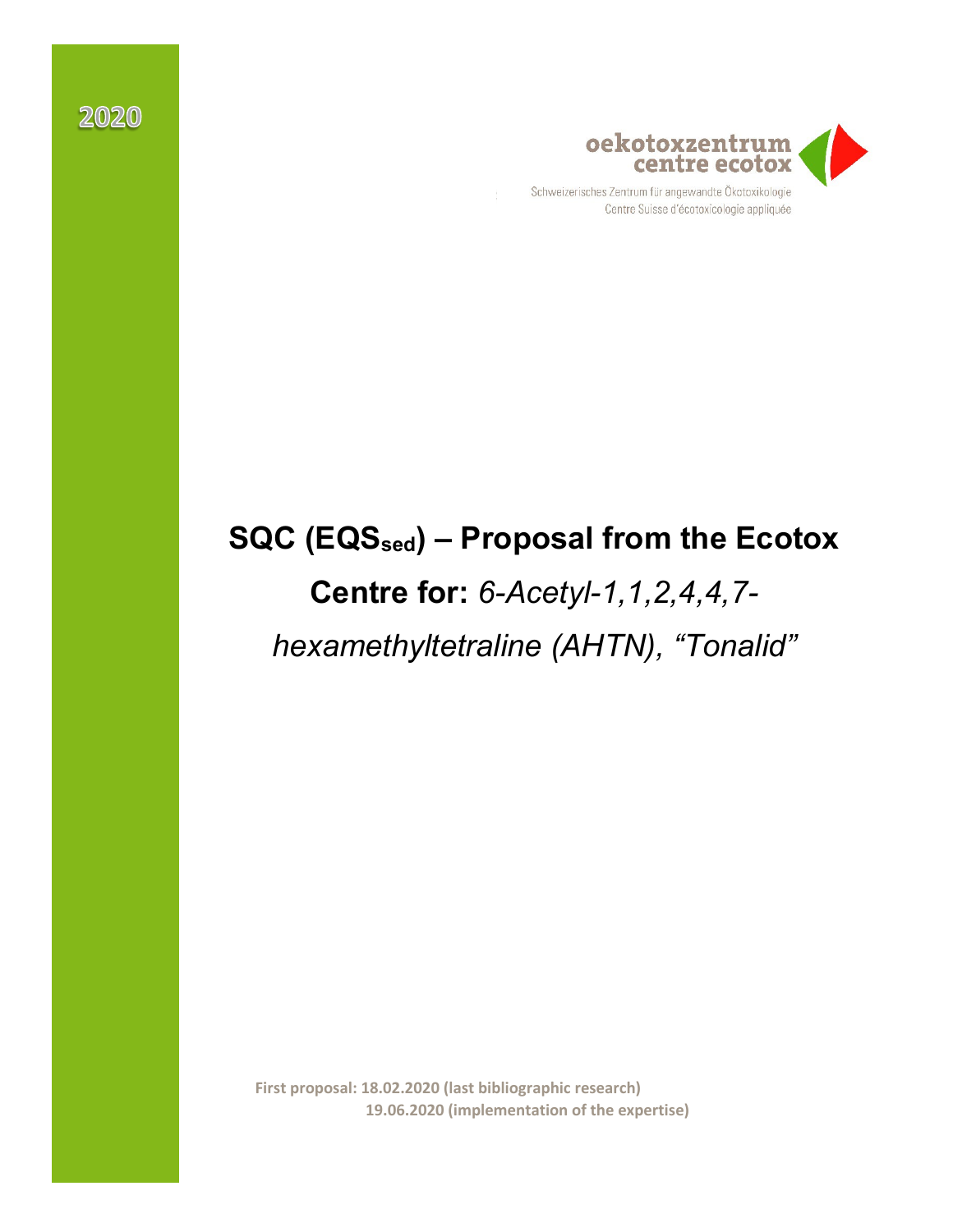2020

oekotoxzentrum
centre ecotox

Schweizerisches Zentrum für angewandte Ökotoxikologie
Centre Suisse d'écotoxicologie appliquée

# SQC ($EQS_{sed}$) – Proposal from the Ecotox Centre for: *6-Acetyl-1,1,2,4,4,7-hexamethyltetraline (AHTN), "Tonalid"*

**First proposal: 18.02.2020 (last bibliographic research)**
**19.06.2020 (implementation of the expertise)**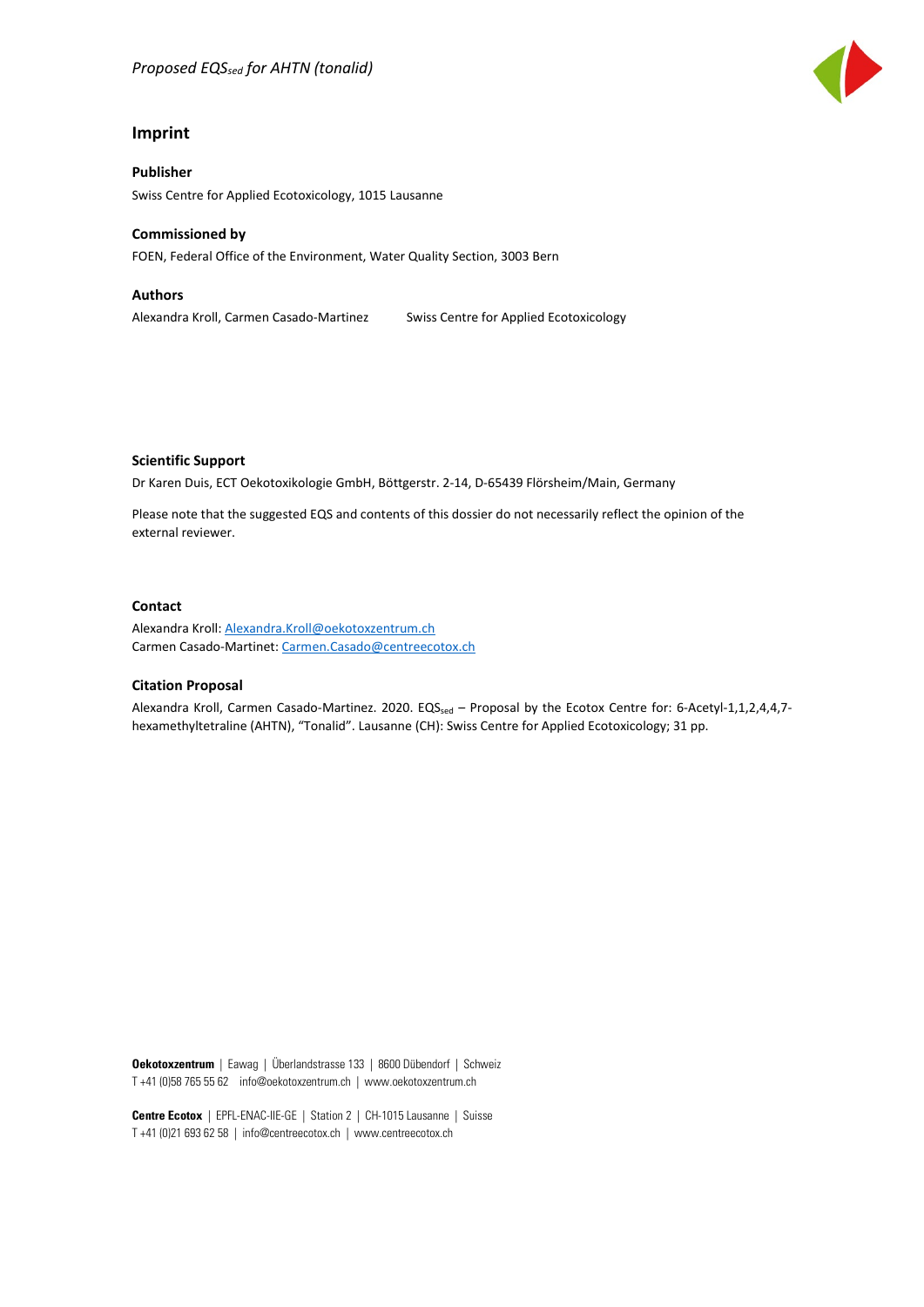## Imprint

### Publisher

Swiss Centre for Applied Ecotoxicology, 1015 Lausanne

### Commissioned by

FOEN, Federal Office of the Environment, Water Quality Section, 3003 Bern

### Authors

Alexandra Kroll, Carmen Casado-Martinez    Swiss Centre for Applied Ecotoxicology

### Scientific Support

Dr Karen Duis, ECT Oekotoxikologie GmbH, Böttgerstr. 2-14, D-65439 Flörsheim/Main, Germany

Please note that the suggested EQS and contents of this dossier do not necessarily reflect the opinion of the external reviewer.

### Contact

Alexandra Kroll: Alexandra.Kroll@oekotoxzentrum.ch
Carmen Casado-Martinet: Carmen.Casado@centreecotox.ch

### Citation Proposal

Alexandra Kroll, Carmen Casado-Martinez. 2020. $EQS_{sed}$ – Proposal by the Ecotox Centre for: 6-Acetyl-1,1,2,4,4,7-hexamethyltetraline (AHTN), "Tonalid". Lausanne (CH): Swiss Centre for Applied Ecotoxicology; 31 pp.

**Oekotoxzentrum** | Eawag | Überlandstrasse 133 | 8600 Dübendorf | Schweiz
T +41 (0)58 765 55 62 info@oekotoxzentrum.ch | www.oekotoxzentrum.ch

**Centre Ecotox** | EPFL-ENAC-IIE-GE | Station 2 | CH-1015 Lausanne | Suisse
T +41 (0)21 693 62 58 | info@centreecotox.ch | www.centreecotox.ch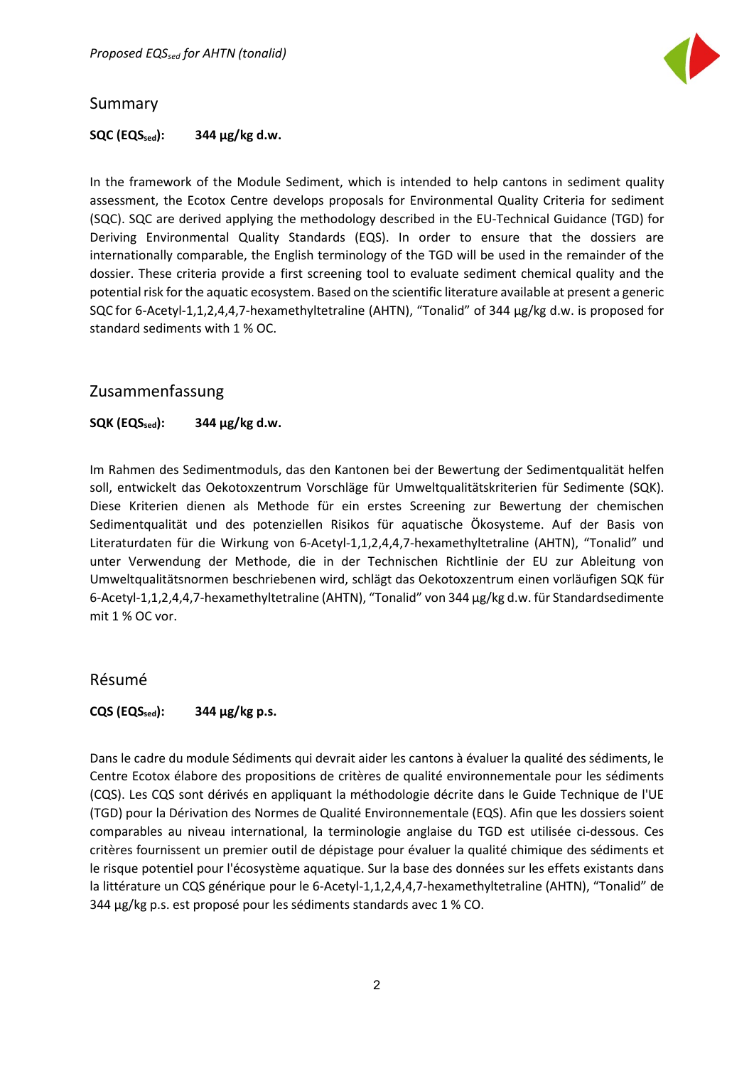## Summary

**SQC ($EQS_{sed}$): 344 µg/kg d.w.**

In the framework of the Module Sediment, which is intended to help cantons in sediment quality assessment, the Ecotox Centre develops proposals for Environmental Quality Criteria for sediment (SQC). SQC are derived applying the methodology described in the EU-Technical Guidance (TGD) for Deriving Environmental Quality Standards (EQS). In order to ensure that the dossiers are internationally comparable, the English terminology of the TGD will be used in the remainder of the dossier. These criteria provide a first screening tool to evaluate sediment chemical quality and the potential risk for the aquatic ecosystem. Based on the scientific literature available at present a generic SQC for 6-Acetyl-1,1,2,4,4,7-hexamethyltetraline (AHTN), "Tonalid" of 344 µg/kg d.w. is proposed for standard sediments with 1 % OC.

## Zusammenfassung

**SQK ($EQS_{sed}$): 344 µg/kg d.w.**

Im Rahmen des Sedimentmoduls, das den Kantonen bei der Bewertung der Sedimentqualität helfen soll, entwickelt das Oekotoxzentrum Vorschläge für Umweltqualitätskriterien für Sedimente (SQK). Diese Kriterien dienen als Methode für ein erstes Screening zur Bewertung der chemischen Sedimentqualität und des potenziellen Risikos für aquatische Ökosysteme. Auf der Basis von Literaturdaten für die Wirkung von 6-Acetyl-1,1,2,4,4,7-hexamethyltetraline (AHTN), "Tonalid" und unter Verwendung der Methode, die in der Technischen Richtlinie der EU zur Ableitung von Umweltqualitätsnormen beschrieben wird, schlägt das Oekotoxzentrum einen vorläufigen SQK für 6-Acetyl-1,1,2,4,4,7-hexamethyltetraline (AHTN), "Tonalid" von 344 µg/kg d.w. für Standardsedimente mit 1 % OC vor.

## Résumé

**CQS ($EQS_{sed}$): 344 µg/kg p.s.**

Dans le cadre du module Sédiments qui devrait aider les cantons à évaluer la qualité des sédiments, le Centre Ecotox élabore des propositions de critères de qualité environnementale pour les sédiments (CQS). Les CQS sont dérivés en appliquant la méthodologie décrite dans le Guide Technique de l'UE (TGD) pour la Dérivation des Normes de Qualité Environnementale (EQS). Afin que les dossiers soient comparables au niveau international, la terminologie anglaise du TGD est utilisée ci-dessous. Ces critères fournissent un premier outil de dépistage pour évaluer la qualité chimique des sédiments et le risque potentiel pour l'écosystème aquatique. Sur la base des données sur les effets existants dans la littérature un CQS générique pour le 6-Acetyl-1,1,2,4,4,7-hexamethyltetraline (AHTN), "Tonalid" de 344 µg/kg p.s. est proposé pour les sédiments standards avec 1 % CO.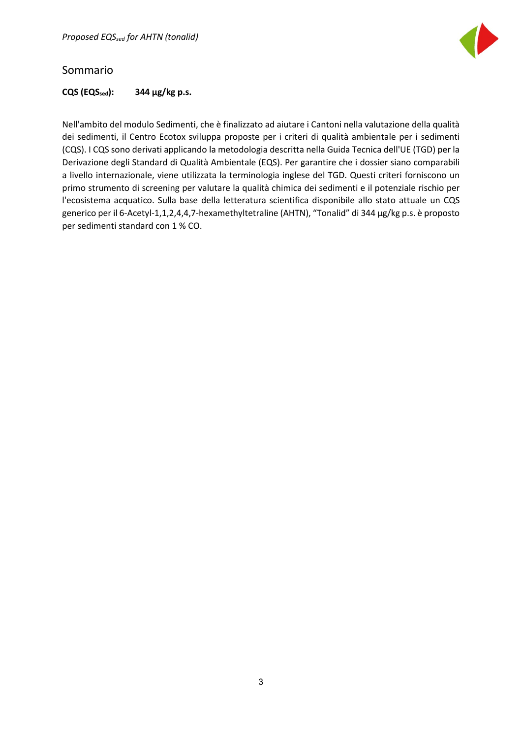## Sommario

**CQS ($EQS_{sed}$): 344 µg/kg p.s.**

Nell'ambito del modulo Sedimenti, che è finalizzato ad aiutare i Cantoni nella valutazione della qualità dei sedimenti, il Centro Ecotox sviluppa proposte per i criteri di qualità ambientale per i sedimenti (CQS). I CQS sono derivati applicando la metodologia descritta nella Guida Tecnica dell'UE (TGD) per la Derivazione degli Standard di Qualità Ambientale (EQS). Per garantire che i dossier siano comparabili a livello internazionale, viene utilizzata la terminologia inglese del TGD. Questi criteri forniscono un primo strumento di screening per valutare la qualità chimica dei sedimenti e il potenziale rischio per l'ecosistema acquatico. Sulla base della letteratura scientifica disponibile allo stato attuale un CQS generico per il 6-Acetyl-1,1,2,4,4,7-hexamethyltetraline (AHTN), "Tonalid" di 344 µg/kg p.s. è proposto per sedimenti standard con 1 % CO.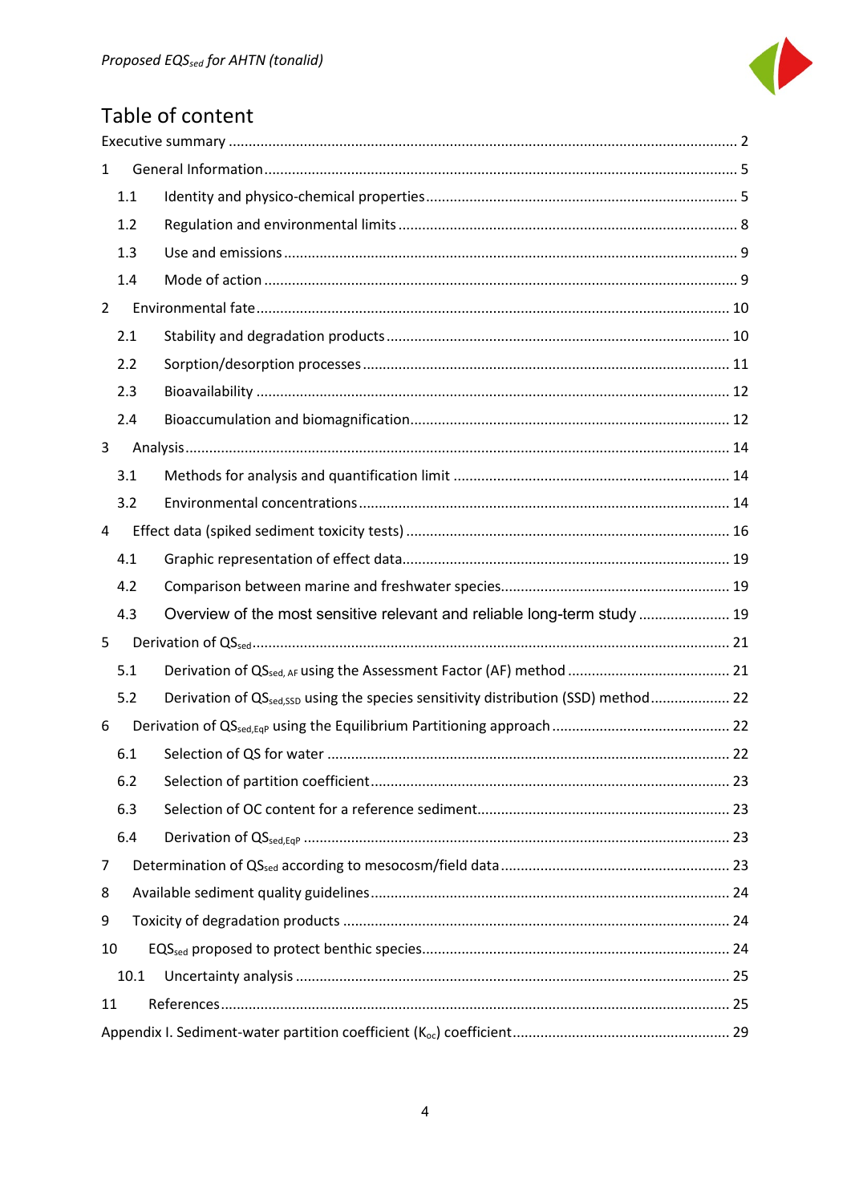# Table of content

Executive summary ........................................................................................................................ 2

1 General Information ................................................................................................................ 5

1.1 Identity and physico-chemical properties ............................................................................ 5

1.2 Regulation and environmental limits .................................................................................. 8

1.3 Use and emissions ............................................................................................................... 9

1.4 Mode of action ..................................................................................................................... 9

2 Environmental fate .................................................................................................................. 10

2.1 Stability and degradation products ...................................................................................... 10

2.2 Sorption/desorption processes ............................................................................................ 11

2.3 Bioavailability ..................................................................................................................... 12

2.4 Bioaccumulation and biomagnification ................................................................................ 12

3 Analysis ................................................................................................................................... 14

3.1 Methods for analysis and quantification limit ..................................................................... 14

3.2 Environmental concentrations ............................................................................................. 14

4 Effect data (spiked sediment toxicity tests) ............................................................................. 16

4.1 Graphic representation of effect data .................................................................................. 19

4.2 Comparison between marine and freshwater species .......................................................... 19

4.3 Overview of the most sensitive relevant and reliable long-term study ................................. 19

5 Derivation of $QS_{sed}$ ........................................................................................................ 21

5.1 Derivation of $QS_{sed, AF}$ using the Assessment Factor (AF) method .................................. 21

5.2 Derivation of $QS_{sed,SSD}$ using the species sensitivity distribution (SSD) method ................. 22

6 Derivation of $QS_{sed,EqP}$ using the Equilibrium Partitioning approach .................................. 22

6.1 Selection of QS for water ..................................................................................................... 22

6.2 Selection of partition coefficient .......................................................................................... 23

6.3 Selection of OC content for a reference sediment ................................................................ 23

6.4 Derivation of $QS_{sed,EqP}$ ................................................................................................ 23

7 Determination of $QS_{sed}$ according to mesocosm/field data .................................................. 23

8 Available sediment quality guidelines ..................................................................................... 24

9 Toxicity of degradation products ............................................................................................ 24

10 $EQS_{sed}$ proposed to protect benthic species .................................................................... 24

10.1 Uncertainty analysis ........................................................................................................... 25

11 References ............................................................................................................................. 25

Appendix I. Sediment-water partition coefficient ($K_{oc}$) coefficient ........................................ 29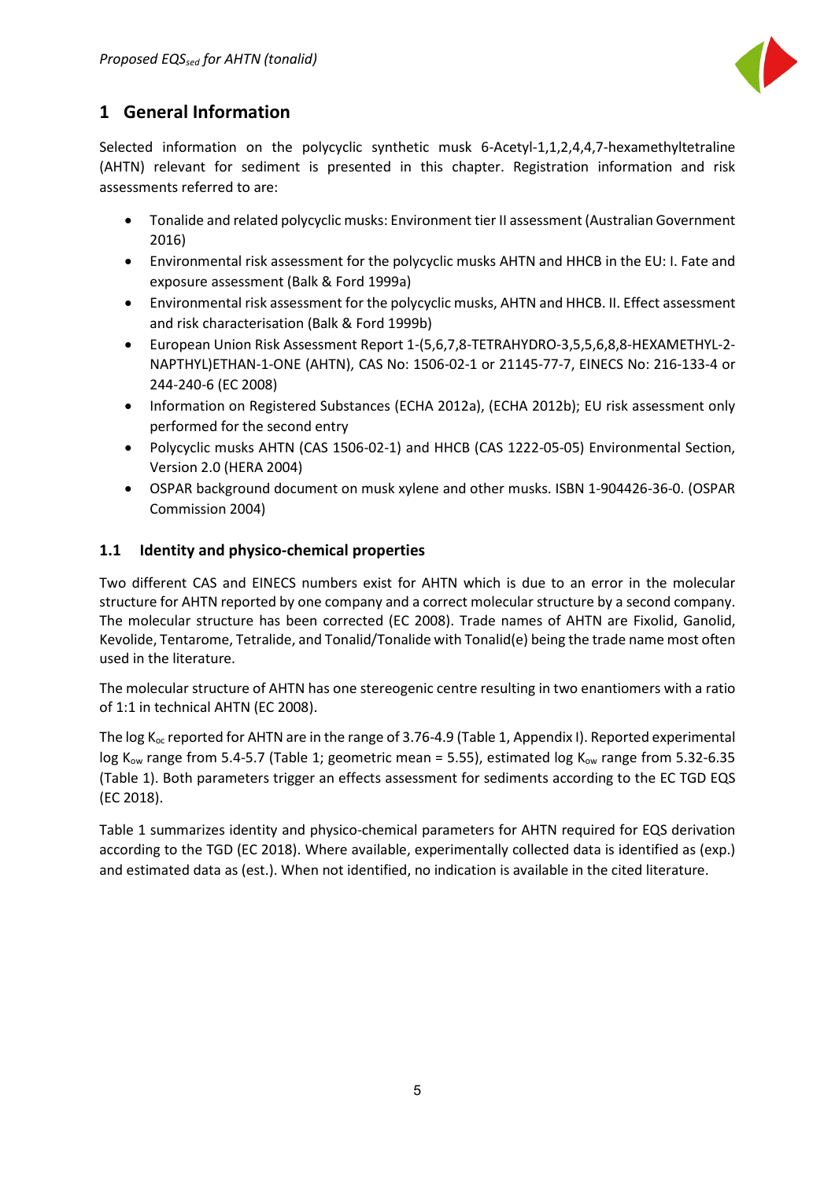# 1 General Information

Selected information on the polycyclic synthetic musk 6-Acetyl-1,1,2,4,4,7-hexamethyltetraline (AHTN) relevant for sediment is presented in this chapter. Registration information and risk assessments referred to are:

- Tonalide and related polycyclic musks: Environment tier II assessment (Australian Government 2016)
- Environmental risk assessment for the polycyclic musks AHTN and HHCB in the EU: I. Fate and exposure assessment (Balk & Ford 1999a)
- Environmental risk assessment for the polycyclic musks, AHTN and HHCB. II. Effect assessment and risk characterisation (Balk & Ford 1999b)
- European Union Risk Assessment Report 1-(5,6,7,8-TETRAHYDRO-3,5,5,6,8,8-HEXAMETHYL-2-NAPTHYL)ETHAN-1-ONE (AHTN), CAS No: 1506-02-1 or 21145-77-7, EINECS No: 216-133-4 or 244-240-6 (EC 2008)
- Information on Registered Substances (ECHA 2012a), (ECHA 2012b); EU risk assessment only performed for the second entry
- Polycyclic musks AHTN (CAS 1506-02-1) and HHCB (CAS 1222-05-05) Environmental Section, Version 2.0 (HERA 2004)
- OSPAR background document on musk xylene and other musks. ISBN 1-904426-36-0. (OSPAR Commission 2004)

## 1.1 Identity and physico-chemical properties

Two different CAS and EINECS numbers exist for AHTN which is due to an error in the molecular structure for AHTN reported by one company and a correct molecular structure by a second company. The molecular structure has been corrected (EC 2008). Trade names of AHTN are Fixolid, Ganolid, Kevolide, Tentarome, Tetralide, and Tonalid/Tonalide with Tonalid(e) being the trade name most often used in the literature.

The molecular structure of AHTN has one stereogenic centre resulting in two enantiomers with a ratio of 1:1 in technical AHTN (EC 2008).

The log $K_{oc}$ reported for AHTN are in the range of 3.76-4.9 (Table 1, Appendix I). Reported experimental log $K_{ow}$ range from 5.4-5.7 (Table 1; geometric mean = 5.55), estimated log $K_{ow}$ range from 5.32-6.35 (Table 1). Both parameters trigger an effects assessment for sediments according to the EC TGD EQS (EC 2018).

Table 1 summarizes identity and physico-chemical parameters for AHTN required for EQS derivation according to the TGD (EC 2018). Where available, experimentally collected data is identified as (exp.) and estimated data as (est.). When not identified, no indication is available in the cited literature.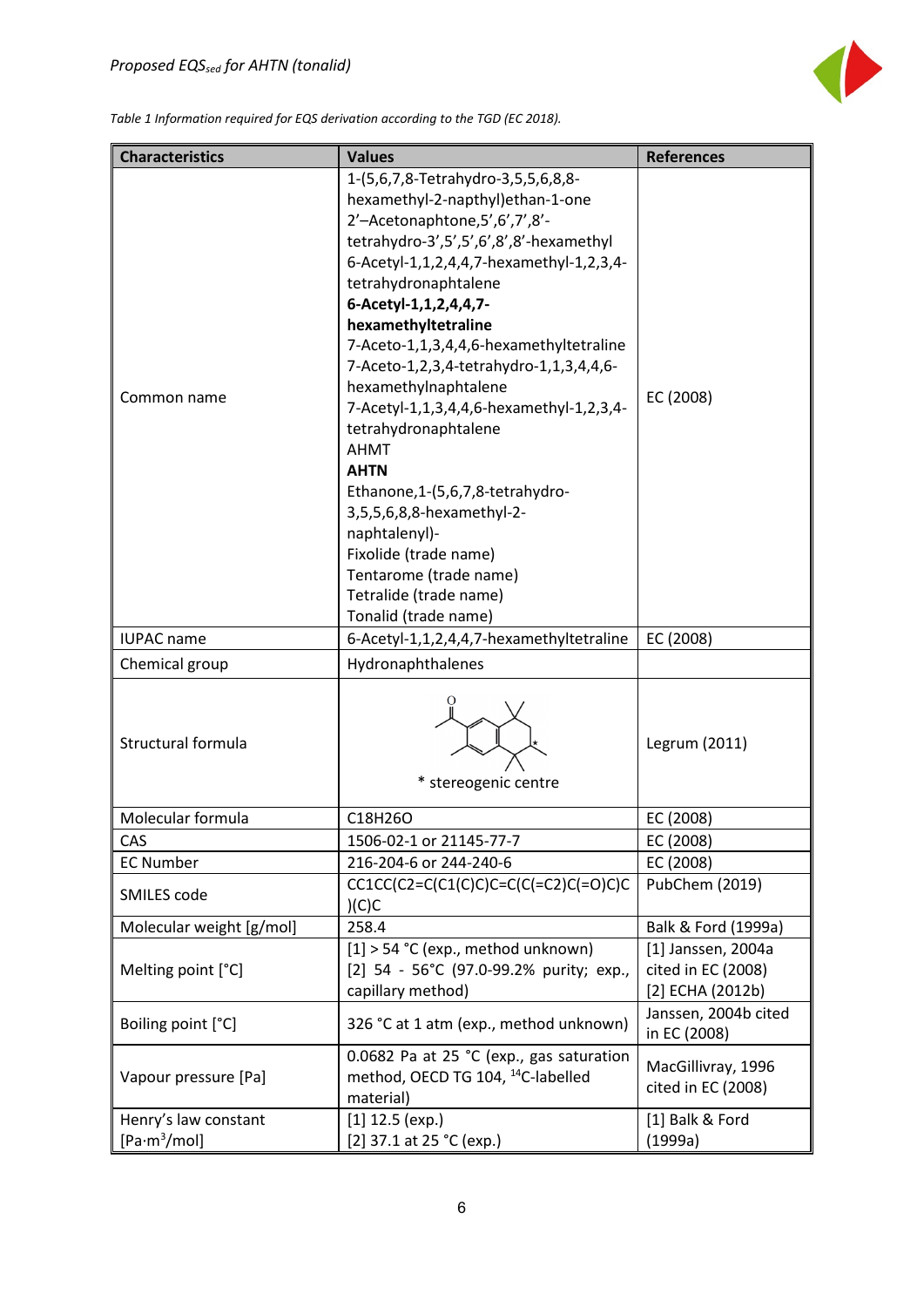*Table 1 Information required for EQS derivation according to the TGD (EC 2018).*

| Characteristics | Values | References |
|---|---|---|
| Common name | 1-(5,6,7,8-Tetrahydro-3,5,5,6,8,8-hexamethyl-2-napthyl)ethan-1-one<br>2'–Acetonaphtone,5',6',7',8'-tetrahydro-3',5',5',6',8',8'-hexamethyl<br>6-Acetyl-1,1,2,4,4,7-hexamethyl-1,2,3,4-tetrahydronaphtalene<br>**6-Acetyl-1,1,2,4,4,7-hexamethyltetraline**<br>7-Aceto-1,1,3,4,4,6-hexamethyltetraline<br>7-Aceto-1,2,3,4-tetrahydro-1,1,3,4,4,6-hexamethylnaphtalene<br>7-Acetyl-1,1,3,4,4,6-hexamethyl-1,2,3,4-tetrahydronaphtalene<br>AHMT<br>**AHTN**<br>Ethanone,1-(5,6,7,8-tetrahydro-3,5,5,6,8,8-hexamethyl-2-naphtalenyl)-<br>Fixolide (trade name)<br>Tentarome (trade name)<br>Tetralide (trade name)<br>Tonalid (trade name) | EC (2008) |
| IUPAC name | 6-Acetyl-1,1,2,4,4,7-hexamethyltetraline | EC (2008) |
| Chemical group | Hydronaphthalenes | |
| Structural formula | * stereogenic centre | Legrum (2011) |
| Molecular formula | C18H26O | EC (2008) |
| CAS | 1506-02-1 or 21145-77-7 | EC (2008) |
| EC Number | 216-204-6 or 244-240-6 | EC (2008) |
| SMILES code | CC1CC(C2=C(C1(C)C)C=C(C(=C2)C(=O)C)C)(C)C | PubChem (2019) |
| Molecular weight [g/mol] | 258.4 | Balk & Ford (1999a) |
| Melting point [°C] | [1] > 54 °C (exp., method unknown)<br>[2] 54 - 56°C (97.0-99.2% purity; exp., capillary method) | [1] Janssen, 2004a cited in EC (2008)<br>[2] ECHA (2012b) |
| Boiling point [°C] | 326 °C at 1 atm (exp., method unknown) | Janssen, 2004b cited in EC (2008) |
| Vapour pressure [Pa] | 0.0682 Pa at 25 °C (exp., gas saturation method, OECD TG 104, $^{14}$C-labelled material) | MacGillivray, 1996 cited in EC (2008) |
| Henry's law constant [Pa·m$^3$/mol] | [1] 12.5 (exp.)<br>[2] 37.1 at 25 °C (exp.) | [1] Balk & Ford (1999a) |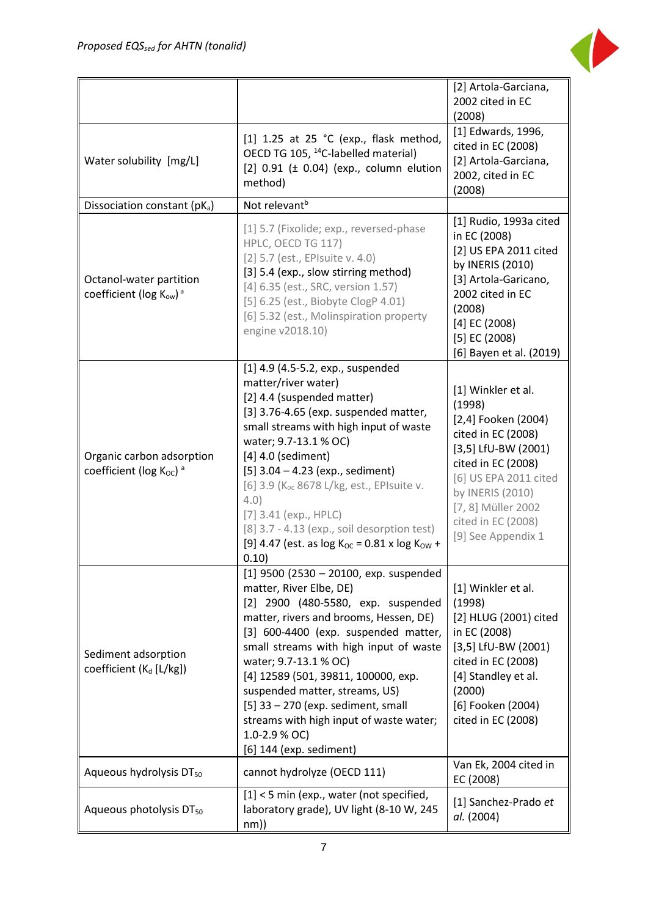| | | |
|---|---|---|
| | | [2] Artola-Garciana, 2002 cited in EC (2008) |
| Water solubility [mg/L] | [1] 1.25 at 25 °C (exp., flask method, OECD TG 105, $^{14}$C-labelled material)<br>[2] 0.91 (± 0.04) (exp., column elution method) | [1] Edwards, 1996, cited in EC (2008)<br>[2] Artola-Garciana, 2002, cited in EC (2008) |
| Dissociation constant ($pK_a$) | Not relevant[b] | |
| Octanol-water partition coefficient (log $K_{ow}$) [a] | [1] 5.7 (Fixolide; exp., reversed-phase HPLC, OECD TG 117)<br>[2] 5.7 (est., EPIsuite v. 4.0)<br>[3] 5.4 (exp., slow stirring method)<br>[4] 6.35 (est., SRC, version 1.57)<br>[5] 6.25 (est., Biobyte ClogP 4.01)<br>[6] 5.32 (est., Molinspiration property engine v2018.10) | [1] Rudio, 1993a cited in EC (2008)<br>[2] US EPA 2011 cited by INERIS (2010)<br>[3] Artola-Garicano, 2002 cited in EC (2008)<br>[4] EC (2008)<br>[5] EC (2008)<br>[6] Bayen et al. (2019) |
| Organic carbon adsorption coefficient (log $K_{OC}$) [a] | [1] 4.9 (4.5-5.2, exp., suspended matter/river water)<br>[2] 4.4 (suspended matter)<br>[3] 3.76-4.65 (exp. suspended matter, small streams with high input of waste water; 9.7-13.1 % OC)<br>[4] 4.0 (sediment)<br>[5] 3.04 – 4.23 (exp., sediment)<br>[6] 3.9 ($K_{oc}$ 8678 L/kg, est., EPIsuite v. 4.0)<br>[7] 3.41 (exp., HPLC)<br>[8] 3.7 - 4.13 (exp., soil desorption test)<br>[9] 4.47 (est. as log $K_{OC}$ = 0.81 x log $K_{OW}$ + 0.10) | [1] Winkler et al. (1998)<br>[2,4] Fooken (2004) cited in EC (2008)<br>[3,5] LfU-BW (2001) cited in EC (2008)<br>[6] US EPA 2011 cited by INERIS (2010)<br>[7, 8] Müller 2002 cited in EC (2008)<br>[9] See Appendix 1 |
| Sediment adsorption coefficient ($K_d$ [L/kg]) | [1] 9500 (2530 – 20100, exp. suspended matter, River Elbe, DE)<br>[2] 2900 (480-5580, exp. suspended matter, rivers and brooms, Hessen, DE)<br>[3] 600-4400 (exp. suspended matter, small streams with high input of waste water; 9.7-13.1 % OC)<br>[4] 12589 (501, 39811, 100000, exp. suspended matter, streams, US)<br>[5] 33 – 270 (exp. sediment, small streams with high input of waste water; 1.0-2.9 % OC)<br>[6] 144 (exp. sediment) | [1] Winkler et al. (1998)<br>[2] HLUG (2001) cited in EC (2008)<br>[3,5] LfU-BW (2001) cited in EC (2008)<br>[4] Standley et al. (2000)<br>[6] Fooken (2004) cited in EC (2008) |
| Aqueous hydrolysis $DT_{50}$ | cannot hydrolyze (OECD 111) | Van Ek, 2004 cited in EC (2008) |
| Aqueous photolysis $DT_{50}$ | [1] < 5 min (exp., water (not specified, laboratory grade), UV light (8-10 W, 245 nm)) | [1] Sanchez-Prado *et al.* (2004) |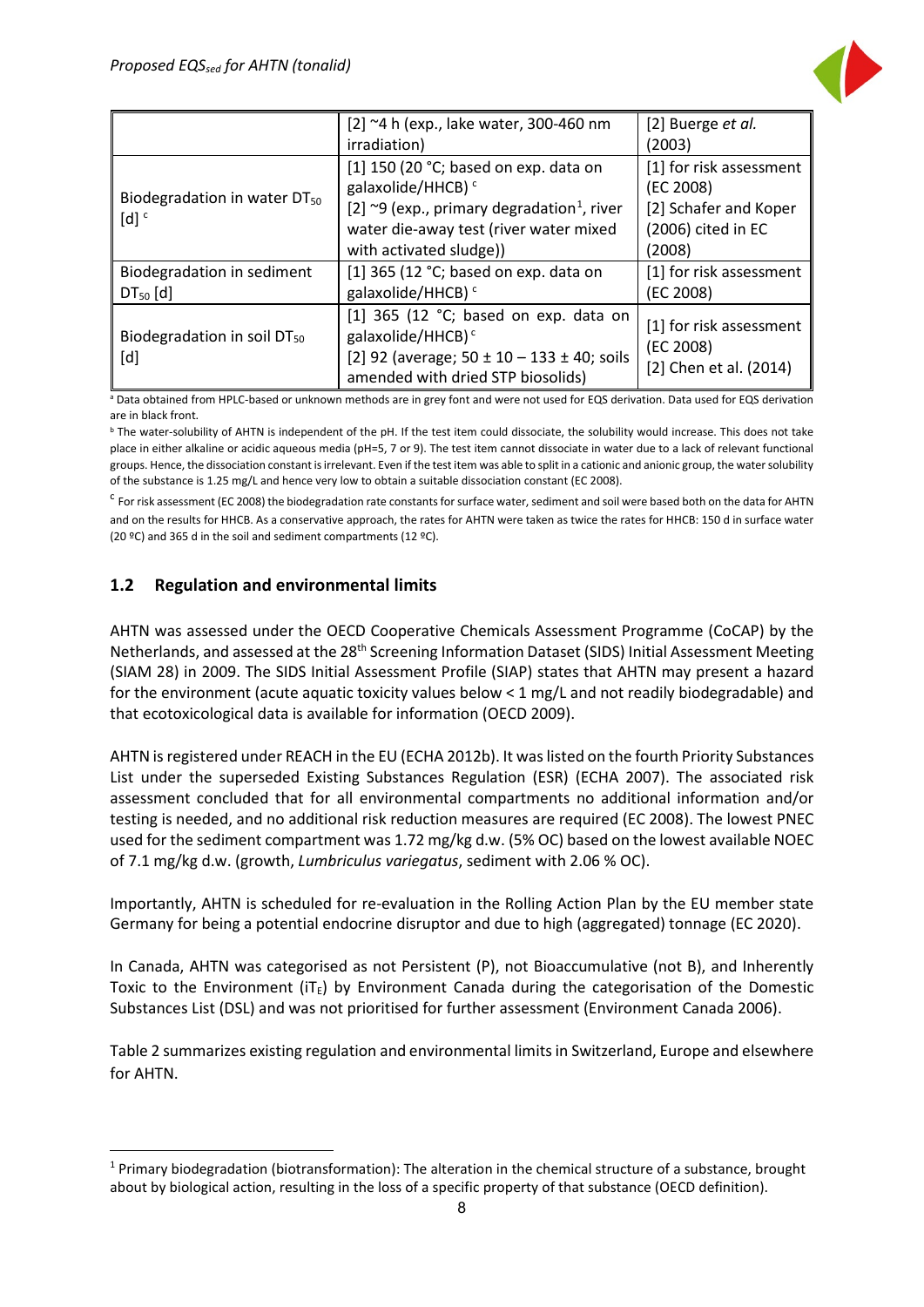| | | |
|---|---|---|
| | [2] ~4 h (exp., lake water, 300-460 nm irradiation) | [2] Buerge *et al.* (2003) |
| Biodegradation in water $DT_{50}$ [d] [c] | [1] 150 (20 °C; based on exp. data on galaxolide/HHCB) [c]<br>[2] ~9 (exp., primary degradation[1], river water die-away test (river water mixed with activated sludge)) | [1] for risk assessment (EC 2008)<br>[2] Schafer and Koper (2006) cited in EC (2008) |
| Biodegradation in sediment $DT_{50}$ [d] | [1] 365 (12 °C; based on exp. data on galaxolide/HHCB) [c] | [1] for risk assessment (EC 2008) |
| Biodegradation in soil $DT_{50}$ [d] | [1] 365 (12 °C; based on exp. data on galaxolide/HHCB) [c]<br>[2] 92 (average; 50 ± 10 – 133 ± 40; soils amended with dried STP biosolids) | [1] for risk assessment (EC 2008)<br>[2] Chen et al. (2014) |

[a] Data obtained from HPLC-based or unknown methods are in grey font and were not used for EQS derivation. Data used for EQS derivation are in black front.

[b] The water-solubility of AHTN is independent of the pH. If the test item could dissociate, the solubility would increase. This does not take place in either alkaline or acidic aqueous media (pH=5, 7 or 9). The test item cannot dissociate in water due to a lack of relevant functional groups. Hence, the dissociation constant is irrelevant. Even if the test item was able to split in a cationic and anionic group, the water solubility of the substance is 1.25 mg/L and hence very low to obtain a suitable dissociation constant (EC 2008).

[c] For risk assessment (EC 2008) the biodegradation rate constants for surface water, sediment and soil were based both on the data for AHTN and on the results for HHCB. As a conservative approach, the rates for AHTN were taken as twice the rates for HHCB: 150 d in surface water (20 ºC) and 365 d in the soil and sediment compartments (12 ºC).

## 1.2 Regulation and environmental limits

AHTN was assessed under the OECD Cooperative Chemicals Assessment Programme (CoCAP) by the Netherlands, and assessed at the 28th Screening Information Dataset (SIDS) Initial Assessment Meeting (SIAM 28) in 2009. The SIDS Initial Assessment Profile (SIAP) states that AHTN may present a hazard for the environment (acute aquatic toxicity values below < 1 mg/L and not readily biodegradable) and that ecotoxicological data is available for information (OECD 2009).

AHTN is registered under REACH in the EU (ECHA 2012b). It was listed on the fourth Priority Substances List under the superseded Existing Substances Regulation (ESR) (ECHA 2007). The associated risk assessment concluded that for all environmental compartments no additional information and/or testing is needed, and no additional risk reduction measures are required (EC 2008). The lowest PNEC used for the sediment compartment was 1.72 mg/kg d.w. (5% OC) based on the lowest available NOEC of 7.1 mg/kg d.w. (growth, *Lumbriculus variegatus*, sediment with 2.06 % OC).

Importantly, AHTN is scheduled for re-evaluation in the Rolling Action Plan by the EU member state Germany for being a potential endocrine disruptor and due to high (aggregated) tonnage (EC 2020).

In Canada, AHTN was categorised as not Persistent (P), not Bioaccumulative (not B), and Inherently Toxic to the Environment ($iT_E$) by Environment Canada during the categorisation of the Domestic Substances List (DSL) and was not prioritised for further assessment (Environment Canada 2006).

Table 2 summarizes existing regulation and environmental limits in Switzerland, Europe and elsewhere for AHTN.

[1] Primary biodegradation (biotransformation): The alteration in the chemical structure of a substance, brought about by biological action, resulting in the loss of a specific property of that substance (OECD definition).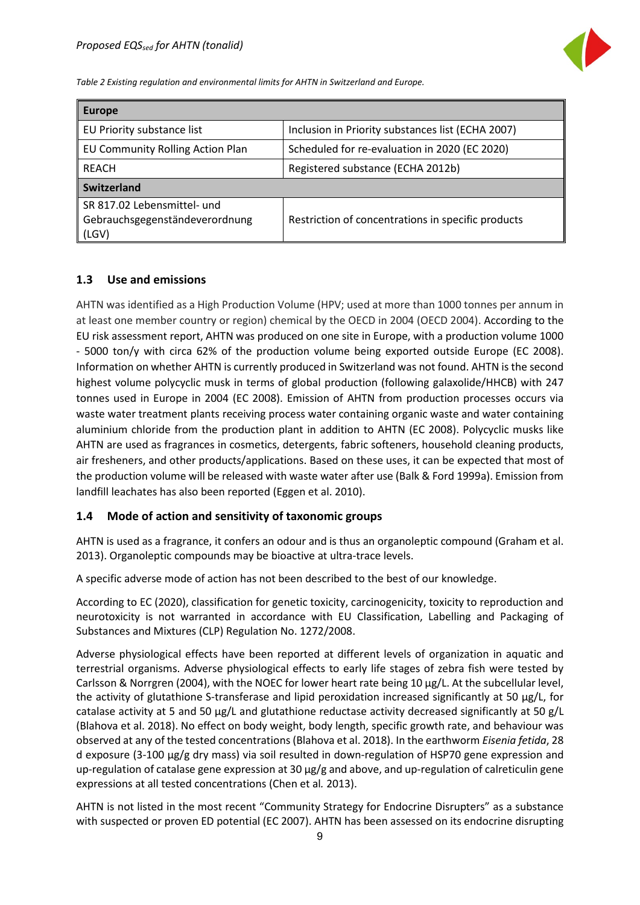*Table 2 Existing regulation and environmental limits for AHTN in Switzerland and Europe.*

| **Europe** | |
|---|---|
| EU Priority substance list | Inclusion in Priority substances list (ECHA 2007) |
| EU Community Rolling Action Plan | Scheduled for re-evaluation in 2020 (EC 2020) |
| REACH | Registered substance (ECHA 2012b) |
| **Switzerland** | |
| SR 817.02 Lebensmittel- und Gebrauchsgegenständeverordnung (LGV) | Restriction of concentrations in specific products |

## 1.3 Use and emissions

AHTN was identified as a High Production Volume (HPV; used at more than 1000 tonnes per annum in at least one member country or region) chemical by the OECD in 2004 (OECD 2004). According to the EU risk assessment report, AHTN was produced on one site in Europe, with a production volume 1000 - 5000 ton/y with circa 62% of the production volume being exported outside Europe (EC 2008). Information on whether AHTN is currently produced in Switzerland was not found. AHTN is the second highest volume polycyclic musk in terms of global production (following galaxolide/HHCB) with 247 tonnes used in Europe in 2004 (EC 2008). Emission of AHTN from production processes occurs via waste water treatment plants receiving process water containing organic waste and water containing aluminium chloride from the production plant in addition to AHTN (EC 2008). Polycyclic musks like AHTN are used as fragrances in cosmetics, detergents, fabric softeners, household cleaning products, air fresheners, and other products/applications. Based on these uses, it can be expected that most of the production volume will be released with waste water after use (Balk & Ford 1999a). Emission from landfill leachates has also been reported (Eggen et al. 2010).

## 1.4 Mode of action and sensitivity of taxonomic groups

AHTN is used as a fragrance, it confers an odour and is thus an organoleptic compound (Graham et al. 2013). Organoleptic compounds may be bioactive at ultra-trace levels.

A specific adverse mode of action has not been described to the best of our knowledge.

According to EC (2020), classification for genetic toxicity, carcinogenicity, toxicity to reproduction and neurotoxicity is not warranted in accordance with EU Classification, Labelling and Packaging of Substances and Mixtures (CLP) Regulation No. 1272/2008.

Adverse physiological effects have been reported at different levels of organization in aquatic and terrestrial organisms. Adverse physiological effects to early life stages of zebra fish were tested by Carlsson & Norrgren (2004), with the NOEC for lower heart rate being 10 µg/L. At the subcellular level, the activity of glutathione S-transferase and lipid peroxidation increased significantly at 50 µg/L, for catalase activity at 5 and 50 µg/L and glutathione reductase activity decreased significantly at 50 g/L (Blahova et al. 2018). No effect on body weight, body length, specific growth rate, and behaviour was observed at any of the tested concentrations (Blahova et al. 2018). In the earthworm *Eisenia fetida*, 28 d exposure (3-100 µg/g dry mass) via soil resulted in down-regulation of HSP70 gene expression and up-regulation of catalase gene expression at 30 µg/g and above, and up-regulation of calreticulin gene expressions at all tested concentrations (Chen et al. 2013).

AHTN is not listed in the most recent "Community Strategy for Endocrine Disrupters" as a substance with suspected or proven ED potential (EC 2007). AHTN has been assessed on its endocrine disrupting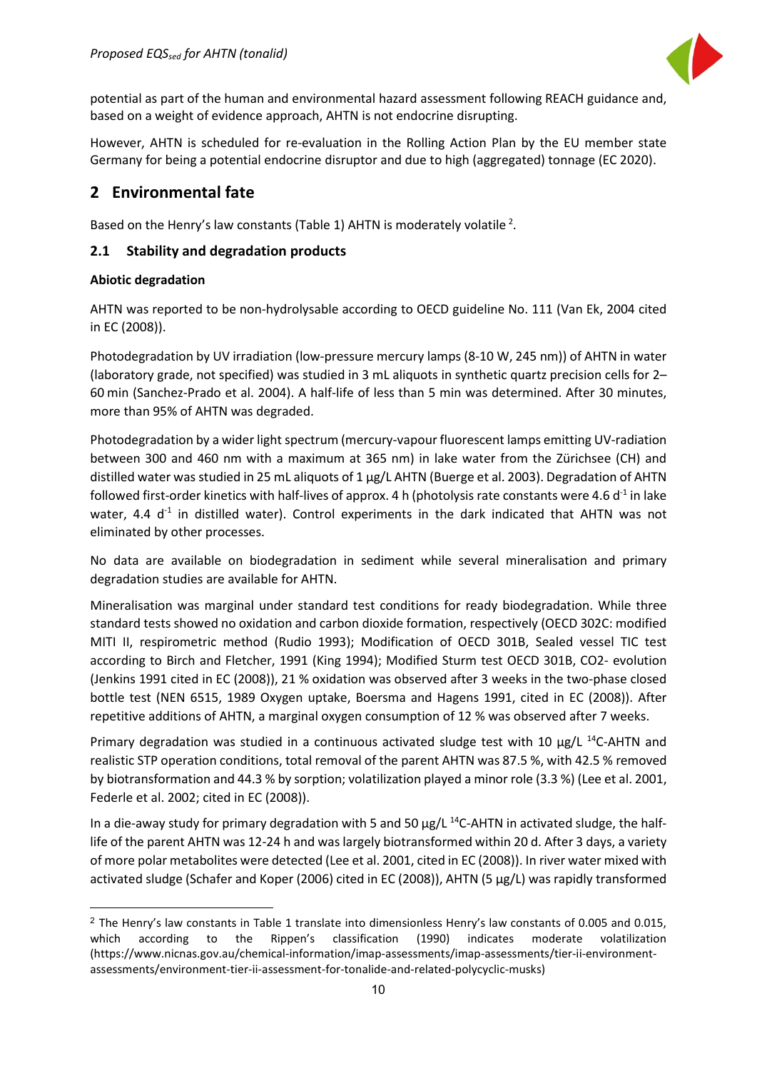potential as part of the human and environmental hazard assessment following REACH guidance and, based on a weight of evidence approach, AHTN is not endocrine disrupting.

However, AHTN is scheduled for re-evaluation in the Rolling Action Plan by the EU member state Germany for being a potential endocrine disruptor and due to high (aggregated) tonnage (EC 2020).

# 2 Environmental fate

Based on the Henry's law constants (Table 1) AHTN is moderately volatile [2].

## 2.1 Stability and degradation products

**Abiotic degradation**

AHTN was reported to be non-hydrolysable according to OECD guideline No. 111 (Van Ek, 2004 cited in EC (2008)).

Photodegradation by UV irradiation (low-pressure mercury lamps (8-10 W, 245 nm)) of AHTN in water (laboratory grade, not specified) was studied in 3 mL aliquots in synthetic quartz precision cells for 2–60 min (Sanchez-Prado et al. 2004). A half-life of less than 5 min was determined. After 30 minutes, more than 95% of AHTN was degraded.

Photodegradation by a wider light spectrum (mercury-vapour fluorescent lamps emitting UV-radiation between 300 and 460 nm with a maximum at 365 nm) in lake water from the Zürichsee (CH) and distilled water was studied in 25 mL aliquots of 1 µg/L AHTN (Buerge et al. 2003). Degradation of AHTN followed first-order kinetics with half-lives of approx. 4 h (photolysis rate constants were 4.6 $d^{-1}$ in lake water, 4.4 $d^{-1}$ in distilled water). Control experiments in the dark indicated that AHTN was not eliminated by other processes.

No data are available on biodegradation in sediment while several mineralisation and primary degradation studies are available for AHTN.

Mineralisation was marginal under standard test conditions for ready biodegradation. While three standard tests showed no oxidation and carbon dioxide formation, respectively (OECD 302C: modified MITI II, respirometric method (Rudio 1993); Modification of OECD 301B, Sealed vessel TIC test according to Birch and Fletcher, 1991 (King 1994); Modified Sturm test OECD 301B, CO2- evolution (Jenkins 1991 cited in EC (2008)), 21 % oxidation was observed after 3 weeks in the two-phase closed bottle test (NEN 6515, 1989 Oxygen uptake, Boersma and Hagens 1991, cited in EC (2008)). After repetitive additions of AHTN, a marginal oxygen consumption of 12 % was observed after 7 weeks.

Primary degradation was studied in a continuous activated sludge test with 10 µg/L $^{14}$C-AHTN and realistic STP operation conditions, total removal of the parent AHTN was 87.5 %, with 42.5 % removed by biotransformation and 44.3 % by sorption; volatilization played a minor role (3.3 %) (Lee et al. 2001, Federle et al. 2002; cited in EC (2008)).

In a die-away study for primary degradation with 5 and 50 µg/L $^{14}$C-AHTN in activated sludge, the half-life of the parent AHTN was 12-24 h and was largely biotransformed within 20 d. After 3 days, a variety of more polar metabolites were detected (Lee et al. 2001, cited in EC (2008)). In river water mixed with activated sludge (Schafer and Koper (2006) cited in EC (2008)), AHTN (5 µg/L) was rapidly transformed

[2] The Henry's law constants in Table 1 translate into dimensionless Henry's law constants of 0.005 and 0.015, which according to the Rippen's classification (1990) indicates moderate volatilization (https://www.nicnas.gov.au/chemical-information/imap-assessments/imap-assessments/tier-ii-environment-assessments/environment-tier-ii-assessment-for-tonalide-and-related-polycyclic-musks)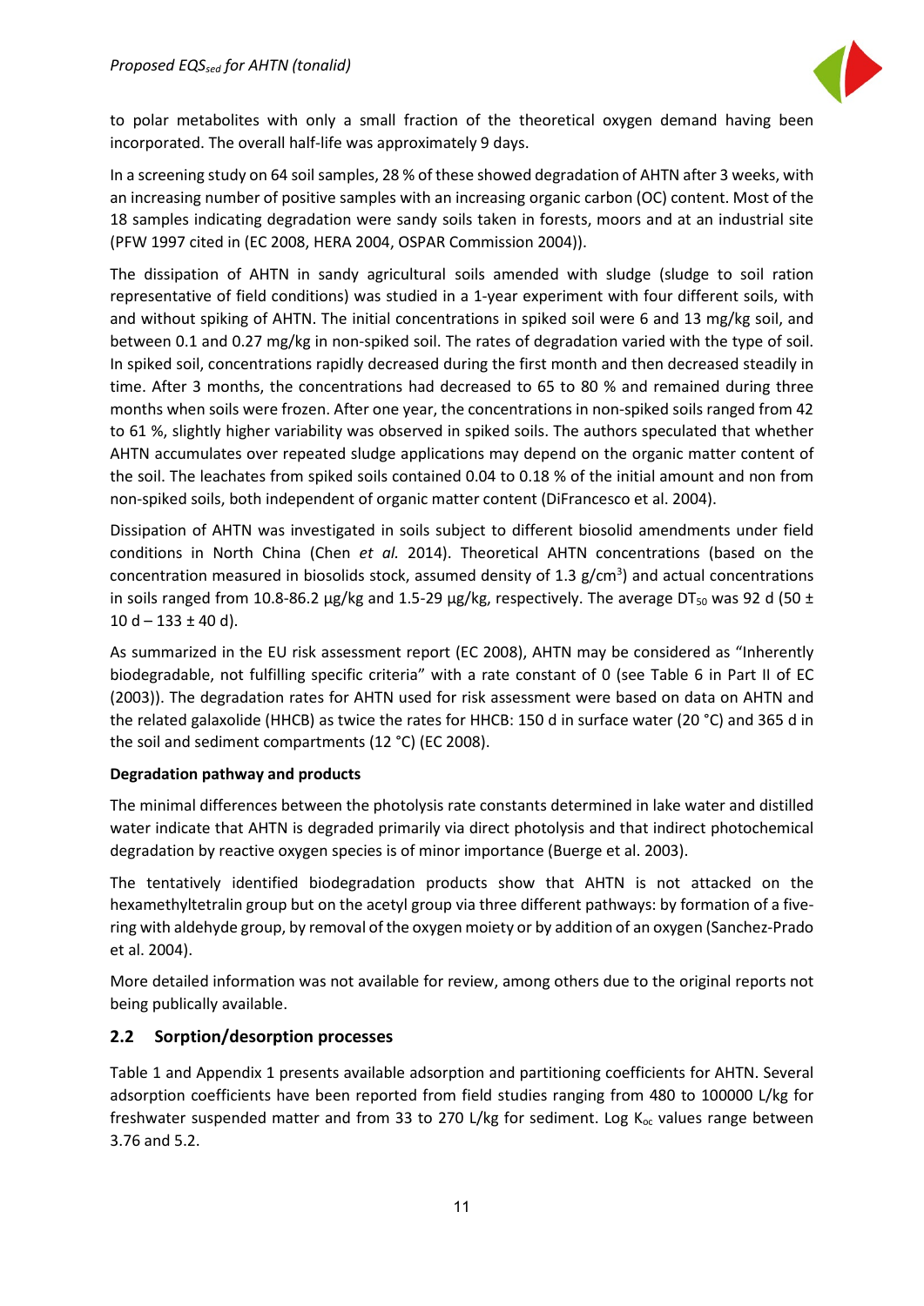to polar metabolites with only a small fraction of the theoretical oxygen demand having been incorporated. The overall half-life was approximately 9 days.

In a screening study on 64 soil samples, 28 % of these showed degradation of AHTN after 3 weeks, with an increasing number of positive samples with an increasing organic carbon (OC) content. Most of the 18 samples indicating degradation were sandy soils taken in forests, moors and at an industrial site (PFW 1997 cited in (EC 2008, HERA 2004, OSPAR Commission 2004)).

The dissipation of AHTN in sandy agricultural soils amended with sludge (sludge to soil ration representative of field conditions) was studied in a 1-year experiment with four different soils, with and without spiking of AHTN. The initial concentrations in spiked soil were 6 and 13 mg/kg soil, and between 0.1 and 0.27 mg/kg in non-spiked soil. The rates of degradation varied with the type of soil. In spiked soil, concentrations rapidly decreased during the first month and then decreased steadily in time. After 3 months, the concentrations had decreased to 65 to 80 % and remained during three months when soils were frozen. After one year, the concentrations in non-spiked soils ranged from 42 to 61 %, slightly higher variability was observed in spiked soils. The authors speculated that whether AHTN accumulates over repeated sludge applications may depend on the organic matter content of the soil. The leachates from spiked soils contained 0.04 to 0.18 % of the initial amount and non from non-spiked soils, both independent of organic matter content (DiFrancesco et al. 2004).

Dissipation of AHTN was investigated in soils subject to different biosolid amendments under field conditions in North China (Chen *et al.* 2014). Theoretical AHTN concentrations (based on the concentration measured in biosolids stock, assumed density of 1.3 g/cm$^3$) and actual concentrations in soils ranged from 10.8-86.2 µg/kg and 1.5-29 µg/kg, respectively. The average $DT_{50}$ was 92 d (50 ± 10 d – 133 ± 40 d).

As summarized in the EU risk assessment report (EC 2008), AHTN may be considered as "Inherently biodegradable, not fulfilling specific criteria" with a rate constant of 0 (see Table 6 in Part II of EC (2003)). The degradation rates for AHTN used for risk assessment were based on data on AHTN and the related galaxolide (HHCB) as twice the rates for HHCB: 150 d in surface water (20 °C) and 365 d in the soil and sediment compartments (12 °C) (EC 2008).

**Degradation pathway and products**

The minimal differences between the photolysis rate constants determined in lake water and distilled water indicate that AHTN is degraded primarily via direct photolysis and that indirect photochemical degradation by reactive oxygen species is of minor importance (Buerge et al. 2003).

The tentatively identified biodegradation products show that AHTN is not attacked on the hexamethyltetralin group but on the acetyl group via three different pathways: by formation of a five-ring with aldehyde group, by removal of the oxygen moiety or by addition of an oxygen (Sanchez-Prado et al. 2004).

More detailed information was not available for review, among others due to the original reports not being publically available.

## 2.2 Sorption/desorption processes

Table 1 and Appendix 1 presents available adsorption and partitioning coefficients for AHTN. Several adsorption coefficients have been reported from field studies ranging from 480 to 100000 L/kg for freshwater suspended matter and from 33 to 270 L/kg for sediment. Log $K_{oc}$ values range between 3.76 and 5.2.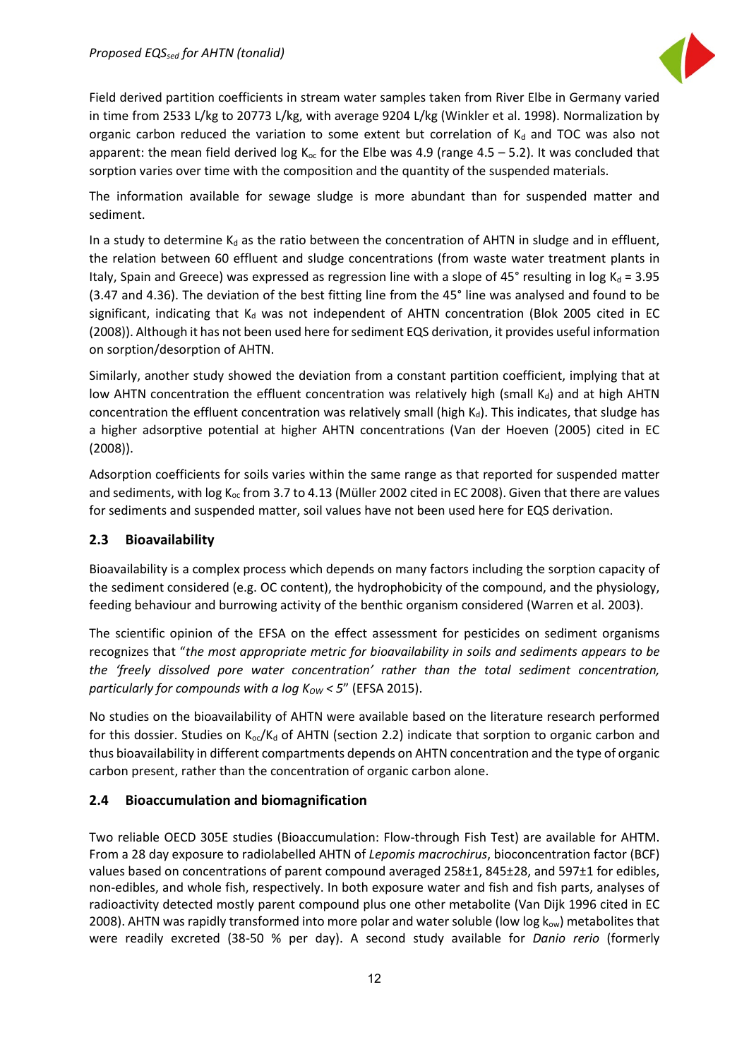Field derived partition coefficients in stream water samples taken from River Elbe in Germany varied in time from 2533 L/kg to 20773 L/kg, with average 9204 L/kg (Winkler et al. 1998). Normalization by organic carbon reduced the variation to some extent but correlation of $K_d$ and TOC was also not apparent: the mean field derived log $K_{oc}$ for the Elbe was 4.9 (range 4.5 – 5.2). It was concluded that sorption varies over time with the composition and the quantity of the suspended materials.

The information available for sewage sludge is more abundant than for suspended matter and sediment.

In a study to determine $K_d$ as the ratio between the concentration of AHTN in sludge and in effluent, the relation between 60 effluent and sludge concentrations (from waste water treatment plants in Italy, Spain and Greece) was expressed as regression line with a slope of 45° resulting in log $K_d$ = 3.95 (3.47 and 4.36). The deviation of the best fitting line from the 45° line was analysed and found to be significant, indicating that $K_d$ was not independent of AHTN concentration (Blok 2005 cited in EC (2008)). Although it has not been used here for sediment EQS derivation, it provides useful information on sorption/desorption of AHTN.

Similarly, another study showed the deviation from a constant partition coefficient, implying that at low AHTN concentration the effluent concentration was relatively high (small $K_d$) and at high AHTN concentration the effluent concentration was relatively small (high $K_d$). This indicates, that sludge has a higher adsorptive potential at higher AHTN concentrations (Van der Hoeven (2005) cited in EC (2008)).

Adsorption coefficients for soils varies within the same range as that reported for suspended matter and sediments, with log $K_{oc}$ from 3.7 to 4.13 (Müller 2002 cited in EC 2008). Given that there are values for sediments and suspended matter, soil values have not been used here for EQS derivation.

## 2.3 Bioavailability

Bioavailability is a complex process which depends on many factors including the sorption capacity of the sediment considered (e.g. OC content), the hydrophobicity of the compound, and the physiology, feeding behaviour and burrowing activity of the benthic organism considered (Warren et al. 2003).

The scientific opinion of the EFSA on the effect assessment for pesticides on sediment organisms recognizes that "*the most appropriate metric for bioavailability in soils and sediments appears to be the 'freely dissolved pore water concentration' rather than the total sediment concentration, particularly for compounds with a log $K_{OW}$ < 5*" (EFSA 2015).

No studies on the bioavailability of AHTN were available based on the literature research performed for this dossier. Studies on $K_{oc}$/$K_d$ of AHTN (section 2.2) indicate that sorption to organic carbon and thus bioavailability in different compartments depends on AHTN concentration and the type of organic carbon present, rather than the concentration of organic carbon alone.

## 2.4 Bioaccumulation and biomagnification

Two reliable OECD 305E studies (Bioaccumulation: Flow-through Fish Test) are available for AHTM. From a 28 day exposure to radiolabelled AHTN of *Lepomis macrochirus*, bioconcentration factor (BCF) values based on concentrations of parent compound averaged 258±1, 845±28, and 597±1 for edibles, non-edibles, and whole fish, respectively. In both exposure water and fish and fish parts, analyses of radioactivity detected mostly parent compound plus one other metabolite (Van Dijk 1996 cited in EC 2008). AHTN was rapidly transformed into more polar and water soluble (low log $k_{ow}$) metabolites that were readily excreted (38-50 % per day). A second study available for *Danio rerio* (formerly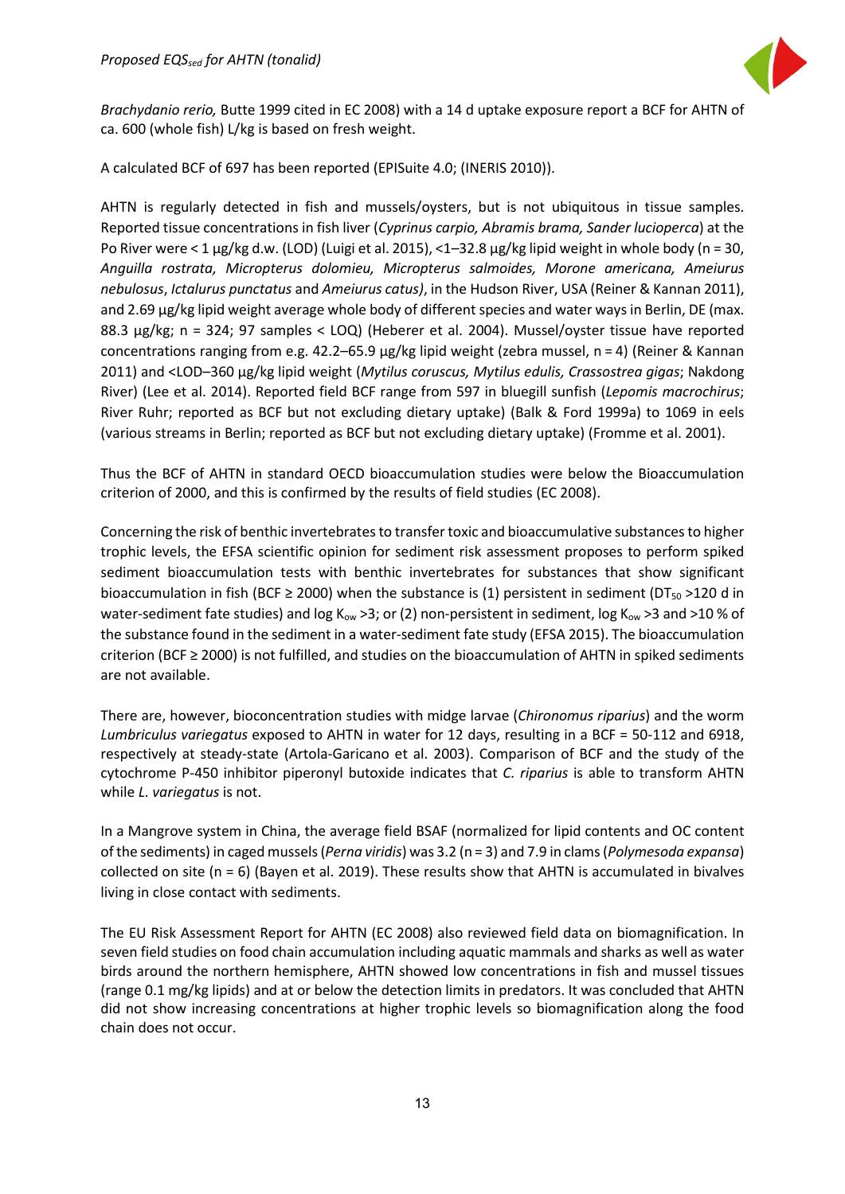*Brachydanio rerio,* Butte 1999 cited in EC 2008) with a 14 d uptake exposure report a BCF for AHTN of ca. 600 (whole fish) L/kg is based on fresh weight.

A calculated BCF of 697 has been reported (EPISuite 4.0; (INERIS 2010)).

AHTN is regularly detected in fish and mussels/oysters, but is not ubiquitous in tissue samples. Reported tissue concentrations in fish liver (*Cyprinus carpio, Abramis brama, Sander lucioperca*) at the Po River were < 1 µg/kg d.w. (LOD) (Luigi et al. 2015), <1–32.8 µg/kg lipid weight in whole body (n = 30, *Anguilla rostrata, Micropterus dolomieu, Micropterus salmoides, Morone americana, Ameiurus nebulosus*, *Ictalurus punctatus* and *Ameiurus catus)*, in the Hudson River, USA (Reiner & Kannan 2011), and 2.69 µg/kg lipid weight average whole body of different species and water ways in Berlin, DE (max. 88.3 µg/kg; n = 324; 97 samples < LOQ) (Heberer et al. 2004). Mussel/oyster tissue have reported concentrations ranging from e.g. 42.2–65.9 µg/kg lipid weight (zebra mussel, n = 4) (Reiner & Kannan 2011) and <LOD–360 µg/kg lipid weight (*Mytilus coruscus, Mytilus edulis, Crassostrea gigas*; Nakdong River) (Lee et al. 2014). Reported field BCF range from 597 in bluegill sunfish (*Lepomis macrochirus*; River Ruhr; reported as BCF but not excluding dietary uptake) (Balk & Ford 1999a) to 1069 in eels (various streams in Berlin; reported as BCF but not excluding dietary uptake) (Fromme et al. 2001).

Thus the BCF of AHTN in standard OECD bioaccumulation studies were below the Bioaccumulation criterion of 2000, and this is confirmed by the results of field studies (EC 2008).

Concerning the risk of benthic invertebrates to transfer toxic and bioaccumulative substances to higher trophic levels, the EFSA scientific opinion for sediment risk assessment proposes to perform spiked sediment bioaccumulation tests with benthic invertebrates for substances that show significant bioaccumulation in fish (BCF ≥ 2000) when the substance is (1) persistent in sediment ($DT_{50}$ >120 d in water-sediment fate studies) and log $K_{ow}$ >3; or (2) non-persistent in sediment, log $K_{ow}$ >3 and >10 % of the substance found in the sediment in a water-sediment fate study (EFSA 2015). The bioaccumulation criterion (BCF ≥ 2000) is not fulfilled, and studies on the bioaccumulation of AHTN in spiked sediments are not available.

There are, however, bioconcentration studies with midge larvae (*Chironomus riparius*) and the worm *Lumbriculus variegatus* exposed to AHTN in water for 12 days, resulting in a BCF = 50-112 and 6918, respectively at steady-state (Artola-Garicano et al. 2003). Comparison of BCF and the study of the cytochrome P-450 inhibitor piperonyl butoxide indicates that *C. riparius* is able to transform AHTN while *L. variegatus* is not.

In a Mangrove system in China, the average field BSAF (normalized for lipid contents and OC content of the sediments) in caged mussels (*Perna viridis*) was 3.2 (n = 3) and 7.9 in clams (*Polymesoda expansa*) collected on site (n = 6) (Bayen et al. 2019). These results show that AHTN is accumulated in bivalves living in close contact with sediments.

The EU Risk Assessment Report for AHTN (EC 2008) also reviewed field data on biomagnification. In seven field studies on food chain accumulation including aquatic mammals and sharks as well as water birds around the northern hemisphere, AHTN showed low concentrations in fish and mussel tissues (range 0.1 mg/kg lipids) and at or below the detection limits in predators. It was concluded that AHTN did not show increasing concentrations at higher trophic levels so biomagnification along the food chain does not occur.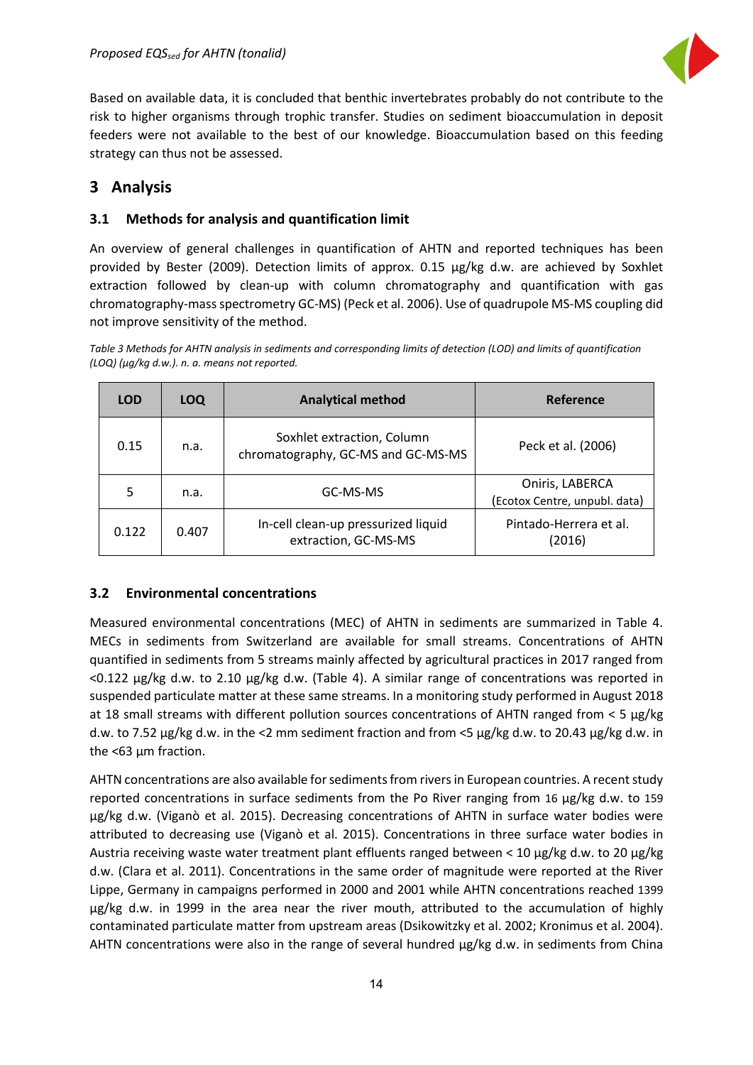Based on available data, it is concluded that benthic invertebrates probably do not contribute to the risk to higher organisms through trophic transfer. Studies on sediment bioaccumulation in deposit feeders were not available to the best of our knowledge. Bioaccumulation based on this feeding strategy can thus not be assessed.

## 3 Analysis

### 3.1 Methods for analysis and quantification limit

An overview of general challenges in quantification of AHTN and reported techniques has been provided by Bester (2009). Detection limits of approx. 0.15 µg/kg d.w. are achieved by Soxhlet extraction followed by clean-up with column chromatography and quantification with gas chromatography-mass spectrometry GC-MS) (Peck et al. 2006). Use of quadrupole MS-MS coupling did not improve sensitivity of the method.

*Table 3 Methods for AHTN analysis in sediments and corresponding limits of detection (LOD) and limits of quantification (LOQ) (µg/kg d.w.). n. a. means not reported.*

| LOD | LOQ | Analytical method | Reference |
|---|---|---|---|
| 0.15 | n.a. | Soxhlet extraction, Column chromatography, GC-MS and GC-MS-MS | Peck et al. (2006) |
| 5 | n.a. | GC-MS-MS | Oniris, LABERCA (Ecotox Centre, unpubl. data) |
| 0.122 | 0.407 | In-cell clean-up pressurized liquid extraction, GC-MS-MS | Pintado-Herrera et al. (2016) |

### 3.2 Environmental concentrations

Measured environmental concentrations (MEC) of AHTN in sediments are summarized in Table 4. MECs in sediments from Switzerland are available for small streams. Concentrations of AHTN quantified in sediments from 5 streams mainly affected by agricultural practices in 2017 ranged from <0.122 µg/kg d.w. to 2.10 µg/kg d.w. (Table 4). A similar range of concentrations was reported in suspended particulate matter at these same streams. In a monitoring study performed in August 2018 at 18 small streams with different pollution sources concentrations of AHTN ranged from < 5 µg/kg d.w. to 7.52 µg/kg d.w. in the <2 mm sediment fraction and from <5 µg/kg d.w. to 20.43 µg/kg d.w. in the <63 µm fraction.

AHTN concentrations are also available for sediments from rivers in European countries. A recent study reported concentrations in surface sediments from the Po River ranging from 16 µg/kg d.w. to 159 µg/kg d.w. (Viganò et al. 2015). Decreasing concentrations of AHTN in surface water bodies were attributed to decreasing use (Viganò et al. 2015). Concentrations in three surface water bodies in Austria receiving waste water treatment plant effluents ranged between < 10 µg/kg d.w. to 20 µg/kg d.w. (Clara et al. 2011). Concentrations in the same order of magnitude were reported at the River Lippe, Germany in campaigns performed in 2000 and 2001 while AHTN concentrations reached 1399 µg/kg d.w. in 1999 in the area near the river mouth, attributed to the accumulation of highly contaminated particulate matter from upstream areas (Dsikowitzky et al. 2002; Kronimus et al. 2004). AHTN concentrations were also in the range of several hundred µg/kg d.w. in sediments from China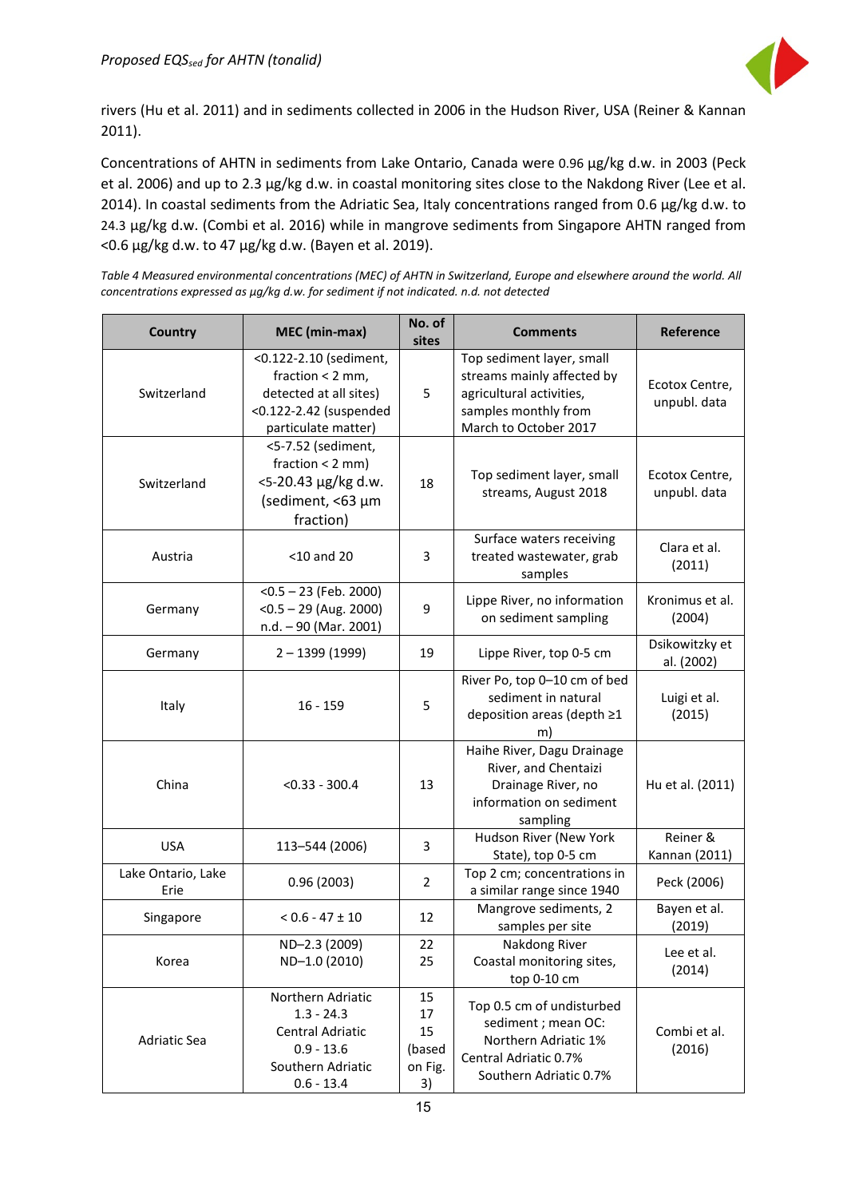rivers (Hu et al. 2011) and in sediments collected in 2006 in the Hudson River, USA (Reiner & Kannan 2011).

Concentrations of AHTN in sediments from Lake Ontario, Canada were 0.96 µg/kg d.w. in 2003 (Peck et al. 2006) and up to 2.3 µg/kg d.w. in coastal monitoring sites close to the Nakdong River (Lee et al. 2014). In coastal sediments from the Adriatic Sea, Italy concentrations ranged from 0.6 µg/kg d.w. to 24.3 µg/kg d.w. (Combi et al. 2016) while in mangrove sediments from Singapore AHTN ranged from <0.6 µg/kg d.w. to 47 µg/kg d.w. (Bayen et al. 2019).

*Table 4 Measured environmental concentrations (MEC) of AHTN in Switzerland, Europe and elsewhere around the world. All concentrations expressed as µg/kg d.w. for sediment if not indicated. n.d. not detected*

| Country | MEC (min-max) | No. of sites | Comments | Reference |
|---|---|---|---|---|
| Switzerland | <0.122-2.10 (sediment, fraction < 2 mm, detected at all sites) <0.122-2.42 (suspended particulate matter) | 5 | Top sediment layer, small streams mainly affected by agricultural activities, samples monthly from March to October 2017 | Ecotox Centre, unpubl. data |
| Switzerland | <5-7.52 (sediment, fraction < 2 mm) <5-20.43 µg/kg d.w. (sediment, <63 µm fraction) | 18 | Top sediment layer, small streams, August 2018 | Ecotox Centre, unpubl. data |
| Austria | <10 and 20 | 3 | Surface waters receiving treated wastewater, grab samples | Clara et al. (2011) |
| Germany | <0.5 – 23 (Feb. 2000) <0.5 – 29 (Aug. 2000) n.d. – 90 (Mar. 2001) | 9 | Lippe River, no information on sediment sampling | Kronimus et al. (2004) |
| Germany | 2 – 1399 (1999) | 19 | Lippe River, top 0-5 cm | Dsikowitzky et al. (2002) |
| Italy | 16 - 159 | 5 | River Po, top 0–10 cm of bed sediment in natural deposition areas (depth ≥1 m) | Luigi et al. (2015) |
| China | <0.33 - 300.4 | 13 | Haihe River, Dagu Drainage River, and Chentaizi Drainage River, no information on sediment sampling | Hu et al. (2011) |
| USA | 113–544 (2006) | 3 | Hudson River (New York State), top 0-5 cm | Reiner & Kannan (2011) |
| Lake Ontario, Lake Erie | 0.96 (2003) | 2 | Top 2 cm; concentrations in a similar range since 1940 | Peck (2006) |
| Singapore | < 0.6 - 47 ± 10 | 12 | Mangrove sediments, 2 samples per site | Bayen et al. (2019) |
| Korea | ND–2.3 (2009) ND–1.0 (2010) | 22 25 | Nakdong River Coastal monitoring sites, top 0-10 cm | Lee et al. (2014) |
| Adriatic Sea | Northern Adriatic 1.3 - 24.3 Central Adriatic 0.9 - 13.6 Southern Adriatic 0.6 - 13.4 | 15 17 15 (based on Fig. 3) | Top 0.5 cm of undisturbed sediment ; mean OC: Northern Adriatic 1% Central Adriatic 0.7% Southern Adriatic 0.7% | Combi et al. (2016) |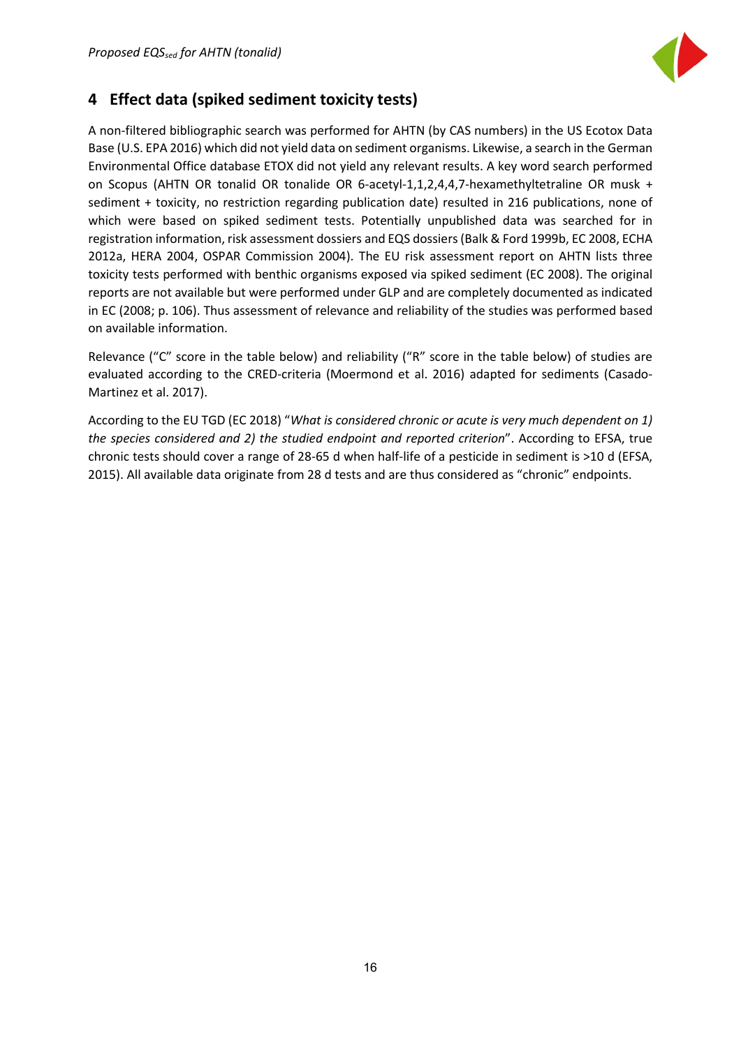## 4 Effect data (spiked sediment toxicity tests)

A non-filtered bibliographic search was performed for AHTN (by CAS numbers) in the US Ecotox Data Base (U.S. EPA 2016) which did not yield data on sediment organisms. Likewise, a search in the German Environmental Office database ETOX did not yield any relevant results. A key word search performed on Scopus (AHTN OR tonalid OR tonalide OR 6-acetyl-1,1,2,4,4,7-hexamethyltetraline OR musk + sediment + toxicity, no restriction regarding publication date) resulted in 216 publications, none of which were based on spiked sediment tests. Potentially unpublished data was searched for in registration information, risk assessment dossiers and EQS dossiers (Balk & Ford 1999b, EC 2008, ECHA 2012a, HERA 2004, OSPAR Commission 2004). The EU risk assessment report on AHTN lists three toxicity tests performed with benthic organisms exposed via spiked sediment (EC 2008). The original reports are not available but were performed under GLP and are completely documented as indicated in EC (2008; p. 106). Thus assessment of relevance and reliability of the studies was performed based on available information.

Relevance ("C" score in the table below) and reliability ("R" score in the table below) of studies are evaluated according to the CRED-criteria (Moermond et al. 2016) adapted for sediments (Casado-Martinez et al. 2017).

According to the EU TGD (EC 2018) "*What is considered chronic or acute is very much dependent on 1) the species considered and 2) the studied endpoint and reported criterion*". According to EFSA, true chronic tests should cover a range of 28-65 d when half-life of a pesticide in sediment is >10 d (EFSA, 2015). All available data originate from 28 d tests and are thus considered as "chronic" endpoints.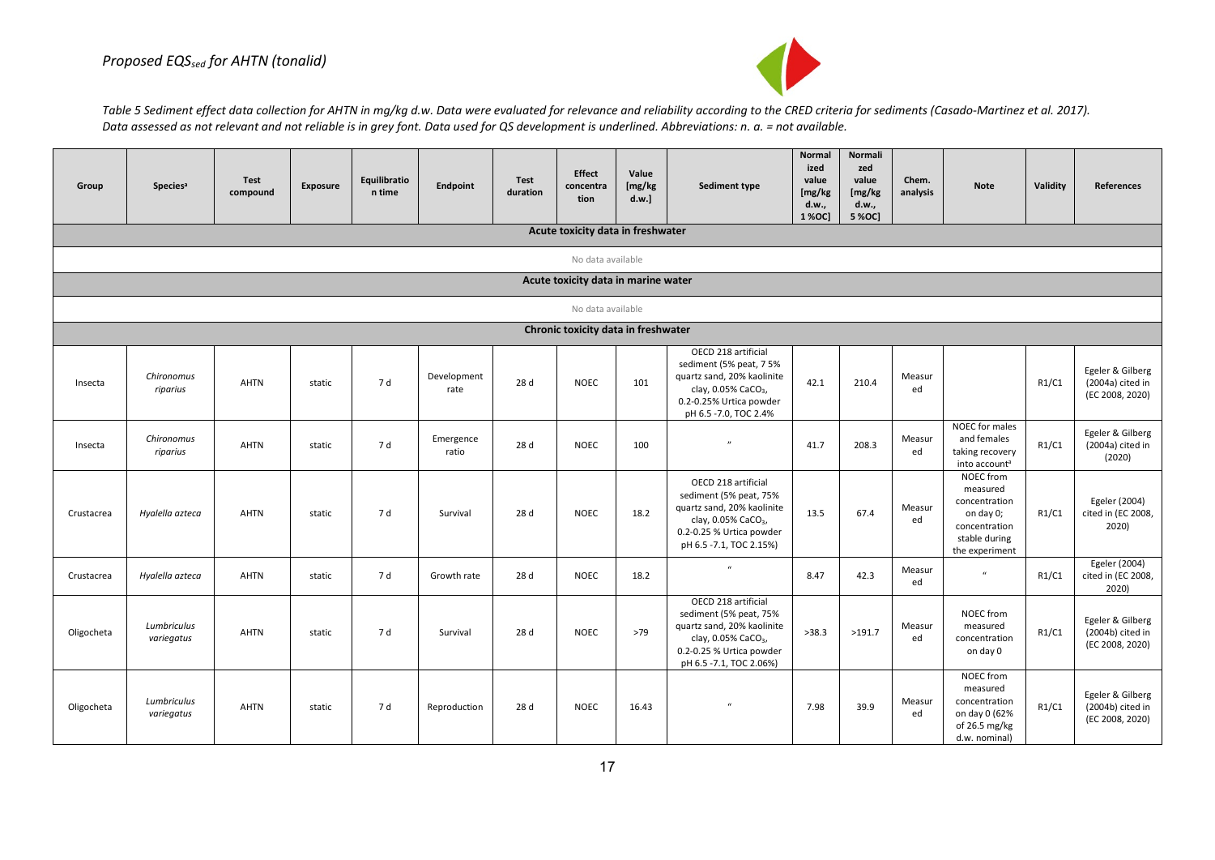*Table 5 Sediment effect data collection for AHTN in mg/kg d.w. Data were evaluated for relevance and reliability according to the CRED criteria for sediments (Casado-Martinez et al. 2017). Data assessed as not relevant and not reliable is in grey font. Data used for QS development is underlined. Abbreviations: n. a. = not available.*

| Group | Species[a] | Test compound | Exposure | Equilibration time | Endpoint | Test duration | Effect concentration | Value [mg/kg d.w.] | Sediment type | Normalized value [mg/kg d.w., 1 %OC] | Normalized value [mg/kg d.w., 5 %OC] | Chem. analysis | Note | Validity | References |
|---|---|---|---|---|---|---|---|---|---|---|---|---|---|---|---|
| **Acute toxicity data in freshwater** | | | | | | | | | | | | | | | |
| No data available | | | | | | | | | | | | | | | |
| **Acute toxicity data in marine water** | | | | | | | | | | | | | | | |
| No data available | | | | | | | | | | | | | | | |
| **Chronic toxicity data in freshwater** | | | | | | | | | | | | | | | |
| Insecta | *Chironomus riparius* | AHTN | static | 7 d | Development rate | 28 d | NOEC | 101 | OECD 218 artificial sediment (5% peat, 7 5% quartz sand, 20% kaolinite clay, 0.05% $CaCO_3$, 0.2-0.25% Urtica powder pH 6.5 -7.0, TOC 2.4% | 42.1 | 210.4 | Measured | | R1/C1 | Egeler & Gilberg (2004a) cited in (EC 2008, 2020) |
| Insecta | *Chironomus riparius* | AHTN | static | 7 d | Emergence ratio | 28 d | NOEC | 100 | " | 41.7 | 208.3 | Measured | NOEC for males and females taking recovery into account[a] | R1/C1 | Egeler & Gilberg (2004a) cited in (2020) |
| Crustacrea | *Hyalella azteca* | AHTN | static | 7 d | Survival | 28 d | NOEC | 18.2 | OECD 218 artificial sediment (5% peat, 75% quartz sand, 20% kaolinite clay, 0.05% $CaCO_3$, 0.2-0.25 % Urtica powder pH 6.5 -7.1, TOC 2.15%) | 13.5 | 67.4 | Measured | NOEC from measured concentration on day 0; concentration stable during the experiment | R1/C1 | Egeler (2004) cited in (EC 2008, 2020) |
| Crustacrea | *Hyalella azteca* | AHTN | static | 7 d | Growth rate | 28 d | NOEC | 18.2 | " | 8.47 | 42.3 | Measured | " | R1/C1 | Egeler (2004) cited in (EC 2008, 2020) |
| Oligocheta | *Lumbriculus variegatus* | AHTN | static | 7 d | Survival | 28 d | NOEC | >79 | OECD 218 artificial sediment (5% peat, 75% quartz sand, 20% kaolinite clay, 0.05% $CaCO_3$, 0.2-0.25 % Urtica powder pH 6.5 -7.1, TOC 2.06%) | >38.3 | >191.7 | Measured | NOEC from measured concentration on day 0 | R1/C1 | Egeler & Gilberg (2004b) cited in (EC 2008, 2020) |
| Oligocheta | *Lumbriculus variegatus* | AHTN | static | 7 d | Reproduction | 28 d | NOEC | 16.43 | " | 7.98 | 39.9 | Measured | NOEC from measured concentration on day 0 (62% of 26.5 mg/kg d.w. nominal) | R1/C1 | Egeler & Gilberg (2004b) cited in (EC 2008, 2020) |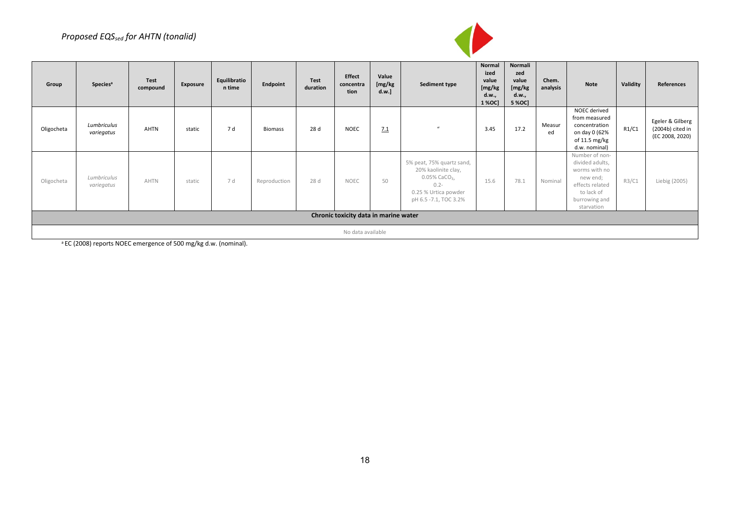*Proposed EQS$_{sed}$ for AHTN (tonalid)*

| Group | Species[a] | Test compound | Exposure | Equilibration time | Endpoint | Test duration | Effect concentration | Value [mg/kg d.w.] | Sediment type | Normalized value [mg/kg d.w., 1 %OC] | Normalized value [mg/kg d.w., 5 %OC] | Chem. analysis | Note | Validity | References |
|---|---|---|---|---|---|---|---|---|---|---|---|---|---|---|---|
| Oligocheta | *Lumbriculus variegatus* | AHTN | static | 7 d | Biomass | 28 d | NOEC | 7.1 | " | 3.45 | 17.2 | Measured | NOEC derived from measured concentration on day 0 (62% of 11.5 mg/kg d.w. nominal) | R1/C1 | Egeler & Gilberg (2004b) cited in (EC 2008, 2020) |
| Oligocheta | *Lumbriculus variegatus* | AHTN | static | 7 d | Reproduction | 28 d | NOEC | 50 | 5% peat, 75% quartz sand, 20% kaolinite clay, 0.05% $CaCO_3$, 0.2-0.25 % Urtica powder pH 6.5 -7.1, TOC 3.2% | 15.6 | 78.1 | Nominal | Number of non-divided adults, worms with no new end; effects related to lack of burrowing and starvation | R3/C1 | Liebig (2005) |
| **Chronic toxicity data in marine water** | | | | | | | | | | | | | | | |
| No data available | | | | | | | | | | | | | | | |

[a] EC (2008) reports NOEC emergence of 500 mg/kg d.w. (nominal).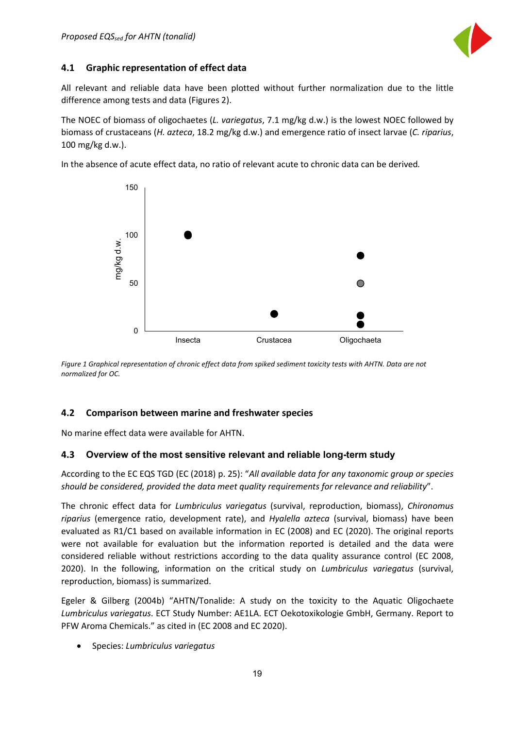## 4.1 Graphic representation of effect data

All relevant and reliable data have been plotted without further normalization due to the little difference among tests and data (Figures 2).

The NOEC of biomass of oligochaetes (*L. variegatus*, 7.1 mg/kg d.w.) is the lowest NOEC followed by biomass of crustaceans (*H. azteca*, 18.2 mg/kg d.w.) and emergence ratio of insect larvae (*C. riparius*, 100 mg/kg d.w.).

In the absence of acute effect data, no ratio of relevant acute to chronic data can be derived.

*Figure 1 Graphical representation of chronic effect data from spiked sediment toxicity tests with AHTN. Data are not normalized for OC.*

## 4.2 Comparison between marine and freshwater species

No marine effect data were available for AHTN.

## 4.3 Overview of the most sensitive relevant and reliable long-term study

According to the EC EQS TGD (EC (2018) p. 25): "*All available data for any taxonomic group or species should be considered, provided the data meet quality requirements for relevance and reliability*".

The chronic effect data for *Lumbriculus variegatus* (survival, reproduction, biomass), *Chironomus riparius* (emergence ratio, development rate), and *Hyalella azteca* (survival, biomass) have been evaluated as R1/C1 based on available information in EC (2008) and EC (2020). The original reports were not available for evaluation but the information reported is detailed and the data were considered reliable without restrictions according to the data quality assurance control (EC 2008, 2020). In the following, information on the critical study on *Lumbriculus variegatus* (survival, reproduction, biomass) is summarized.

Egeler & Gilberg (2004b) "AHTN/Tonalide: A study on the toxicity to the Aquatic Oligochaete *Lumbriculus variegatus*. ECT Study Number: AE1LA. ECT Oekotoxikologie GmbH, Germany. Report to PFW Aroma Chemicals." as cited in (EC 2008 and EC 2020).

- Species: *Lumbriculus variegatus*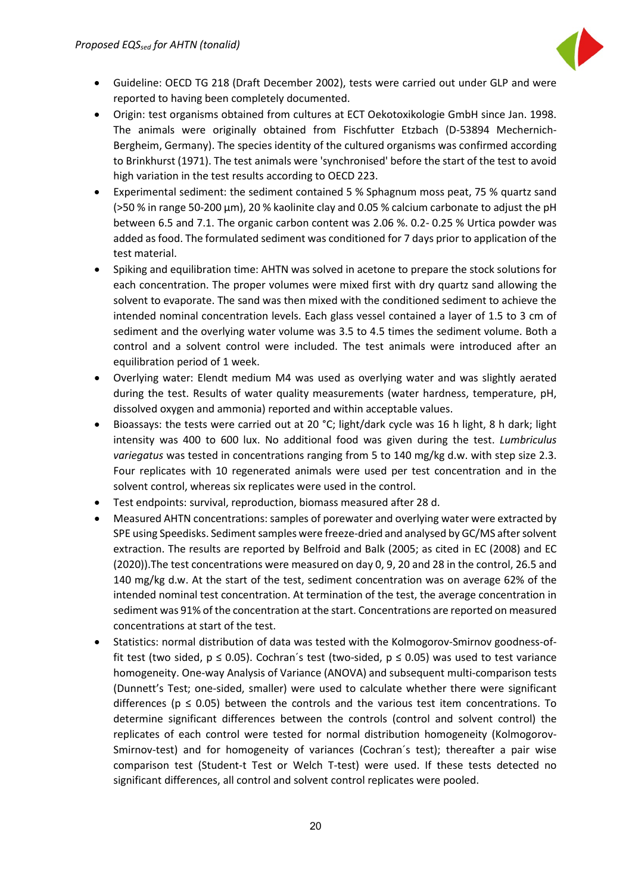- Guideline: OECD TG 218 (Draft December 2002), tests were carried out under GLP and were reported to having been completely documented.
- Origin: test organisms obtained from cultures at ECT Oekotoxikologie GmbH since Jan. 1998. The animals were originally obtained from Fischfutter Etzbach (D-53894 Mechernich-Bergheim, Germany). The species identity of the cultured organisms was confirmed according to Brinkhurst (1971). The test animals were 'synchronised' before the start of the test to avoid high variation in the test results according to OECD 223.
- Experimental sediment: the sediment contained 5 % Sphagnum moss peat, 75 % quartz sand (>50 % in range 50-200 µm), 20 % kaolinite clay and 0.05 % calcium carbonate to adjust the pH between 6.5 and 7.1. The organic carbon content was 2.06 %. 0.2- 0.25 % Urtica powder was added as food. The formulated sediment was conditioned for 7 days prior to application of the test material.
- Spiking and equilibration time: AHTN was solved in acetone to prepare the stock solutions for each concentration. The proper volumes were mixed first with dry quartz sand allowing the solvent to evaporate. The sand was then mixed with the conditioned sediment to achieve the intended nominal concentration levels. Each glass vessel contained a layer of 1.5 to 3 cm of sediment and the overlying water volume was 3.5 to 4.5 times the sediment volume. Both a control and a solvent control were included. The test animals were introduced after an equilibration period of 1 week.
- Overlying water: Elendt medium M4 was used as overlying water and was slightly aerated during the test. Results of water quality measurements (water hardness, temperature, pH, dissolved oxygen and ammonia) reported and within acceptable values.
- Bioassays: the tests were carried out at 20 °C; light/dark cycle was 16 h light, 8 h dark; light intensity was 400 to 600 lux. No additional food was given during the test. *Lumbriculus variegatus* was tested in concentrations ranging from 5 to 140 mg/kg d.w. with step size 2.3. Four replicates with 10 regenerated animals were used per test concentration and in the solvent control, whereas six replicates were used in the control.
- Test endpoints: survival, reproduction, biomass measured after 28 d.
- Measured AHTN concentrations: samples of porewater and overlying water were extracted by SPE using Speedisks. Sediment samples were freeze-dried and analysed by GC/MS after solvent extraction. The results are reported by Belfroid and Balk (2005; as cited in EC (2008) and EC (2020)).The test concentrations were measured on day 0, 9, 20 and 28 in the control, 26.5 and 140 mg/kg d.w. At the start of the test, sediment concentration was on average 62% of the intended nominal test concentration. At termination of the test, the average concentration in sediment was 91% of the concentration at the start. Concentrations are reported on measured concentrations at start of the test.
- Statistics: normal distribution of data was tested with the Kolmogorov-Smirnov goodness-of-fit test (two sided, $p \leq 0.05$). Cochran´s test (two-sided, $p \leq 0.05$) was used to test variance homogeneity. One-way Analysis of Variance (ANOVA) and subsequent multi-comparison tests (Dunnett's Test; one-sided, smaller) were used to calculate whether there were significant differences ($p \leq 0.05$) between the controls and the various test item concentrations. To determine significant differences between the controls (control and solvent control) the replicates of each control were tested for normal distribution homogeneity (Kolmogorov-Smirnov-test) and for homogeneity of variances (Cochran´s test); thereafter a pair wise comparison test (Student-t Test or Welch T-test) were used. If these tests detected no significant differences, all control and solvent control replicates were pooled.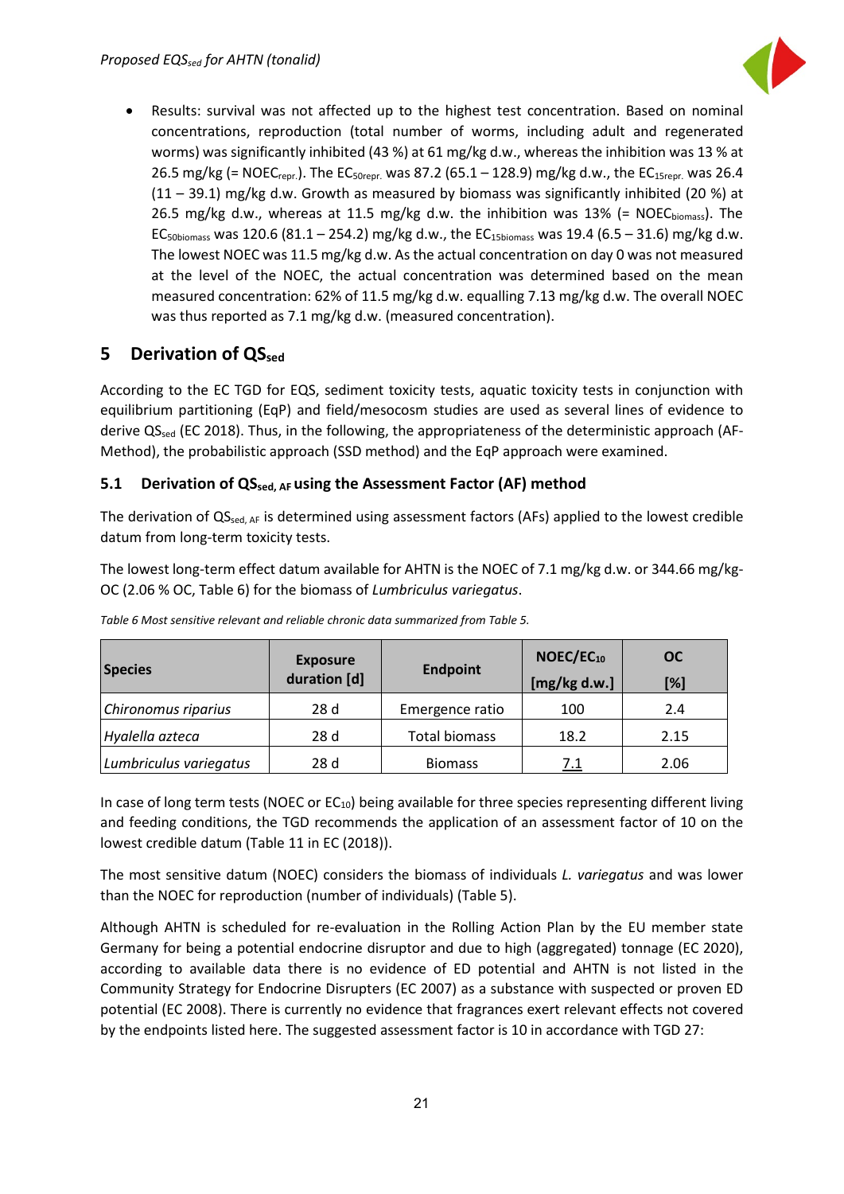- Results: survival was not affected up to the highest test concentration. Based on nominal concentrations, reproduction (total number of worms, including adult and regenerated worms) was significantly inhibited (43 %) at 61 mg/kg d.w., whereas the inhibition was 13 % at 26.5 mg/kg (= $NOEC_{repr.}$). The $EC_{50repr.}$ was 87.2 (65.1 – 128.9) mg/kg d.w., the $EC_{15repr.}$ was 26.4 (11 – 39.1) mg/kg d.w. Growth as measured by biomass was significantly inhibited (20 %) at 26.5 mg/kg d.w., whereas at 11.5 mg/kg d.w. the inhibition was 13% (= $NOEC_{biomass}$). The $EC_{50biomass}$ was 120.6 (81.1 – 254.2) mg/kg d.w., the $EC_{15biomass}$ was 19.4 (6.5 – 31.6) mg/kg d.w. The lowest NOEC was 11.5 mg/kg d.w. As the actual concentration on day 0 was not measured at the level of the NOEC, the actual concentration was determined based on the mean measured concentration: 62% of 11.5 mg/kg d.w. equalling 7.13 mg/kg d.w. The overall NOEC was thus reported as 7.1 mg/kg d.w. (measured concentration).

# 5 Derivation of $QS_{sed}$

According to the EC TGD for EQS, sediment toxicity tests, aquatic toxicity tests in conjunction with equilibrium partitioning (EqP) and field/mesocosm studies are used as several lines of evidence to derive $QS_{sed}$ (EC 2018). Thus, in the following, the appropriateness of the deterministic approach (AF-Method), the probabilistic approach (SSD method) and the EqP approach were examined.

## 5.1 Derivation of $QS_{sed,\ AF}$ using the Assessment Factor (AF) method

The derivation of $QS_{sed,\ AF}$ is determined using assessment factors (AFs) applied to the lowest credible datum from long-term toxicity tests.

The lowest long-term effect datum available for AHTN is the NOEC of 7.1 mg/kg d.w. or 344.66 mg/kg-OC (2.06 % OC, Table 6) for the biomass of *Lumbriculus variegatus*.

*Table 6 Most sensitive relevant and reliable chronic data summarized from Table 5.*

| Species | Exposure duration [d] | Endpoint | $NOEC/EC_{10}$ [mg/kg d.w.] | OC [%] |
|---|---|---|---|---|
| *Chironomus riparius* | 28 d | Emergence ratio | 100 | 2.4 |
| *Hyalella azteca* | 28 d | Total biomass | 18.2 | 2.15 |
| *Lumbriculus variegatus* | 28 d | Biomass | <u>7.1</u> | 2.06 |

In case of long term tests (NOEC or $EC_{10}$) being available for three species representing different living and feeding conditions, the TGD recommends the application of an assessment factor of 10 on the lowest credible datum (Table 11 in EC (2018)).

The most sensitive datum (NOEC) considers the biomass of individuals *L. variegatus* and was lower than the NOEC for reproduction (number of individuals) (Table 5).

Although AHTN is scheduled for re-evaluation in the Rolling Action Plan by the EU member state Germany for being a potential endocrine disruptor and due to high (aggregated) tonnage (EC 2020), according to available data there is no evidence of ED potential and AHTN is not listed in the Community Strategy for Endocrine Disrupters (EC 2007) as a substance with suspected or proven ED potential (EC 2008). There is currently no evidence that fragrances exert relevant effects not covered by the endpoints listed here. The suggested assessment factor is 10 in accordance with TGD 27: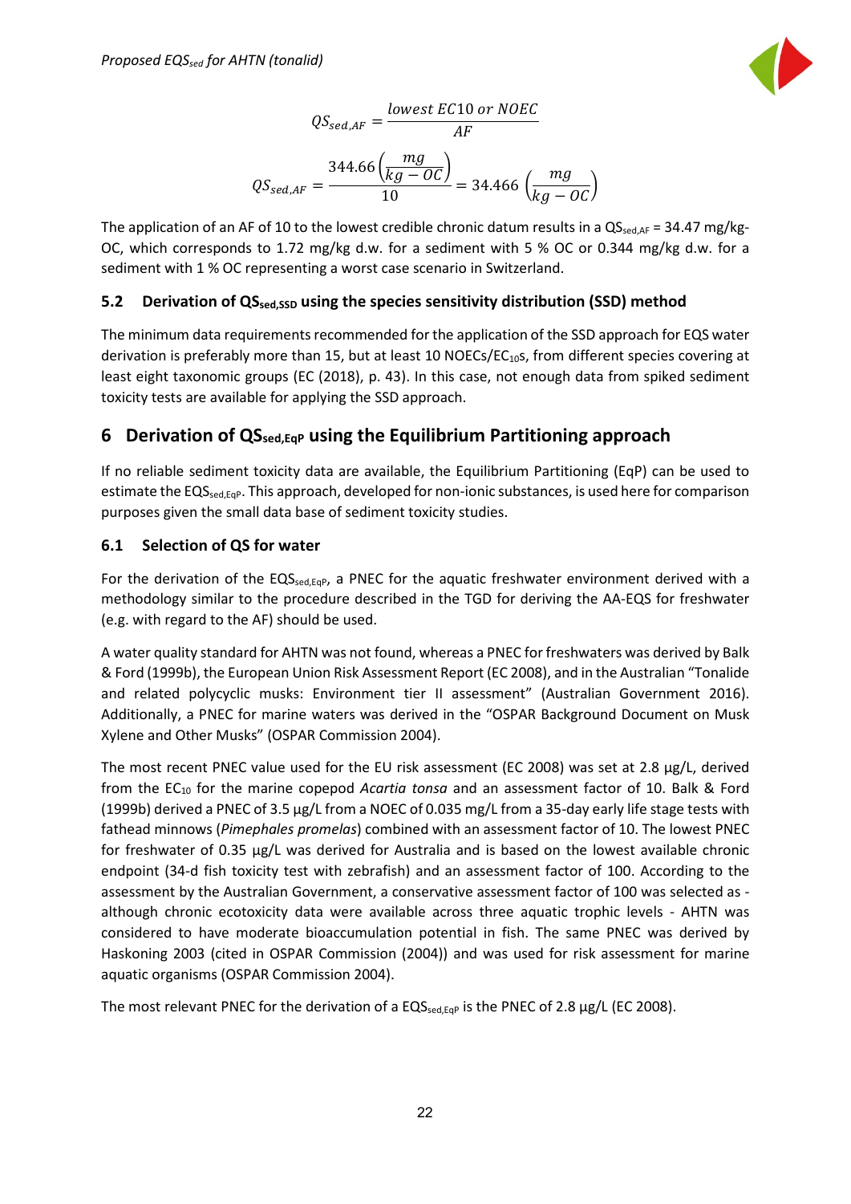$$QS_{sed,AF} = \frac{lowest\ EC10\ or\ NOEC}{AF}$$

$$QS_{sed,AF} = \frac{344.66\left(\frac{mg}{kg-OC}\right)}{10} = 34.466\left(\frac{mg}{kg-OC}\right)$$

The application of an AF of 10 to the lowest credible chronic datum results in a $QS_{sed,AF}$ = 34.47 mg/kg-OC, which corresponds to 1.72 mg/kg d.w. for a sediment with 5 % OC or 0.344 mg/kg d.w. for a sediment with 1 % OC representing a worst case scenario in Switzerland.

### 5.2 Derivation of $QS_{sed,SSD}$ using the species sensitivity distribution (SSD) method

The minimum data requirements recommended for the application of the SSD approach for EQS water derivation is preferably more than 15, but at least 10 NOECs/$EC_{10}$s, from different species covering at least eight taxonomic groups (EC (2018), p. 43). In this case, not enough data from spiked sediment toxicity tests are available for applying the SSD approach.

## 6 Derivation of $QS_{sed,EqP}$ using the Equilibrium Partitioning approach

If no reliable sediment toxicity data are available, the Equilibrium Partitioning (EqP) can be used to estimate the $EQS_{sed,EqP}$. This approach, developed for non-ionic substances, is used here for comparison purposes given the small data base of sediment toxicity studies.

### 6.1 Selection of QS for water

For the derivation of the $EQS_{sed,EqP}$, a PNEC for the aquatic freshwater environment derived with a methodology similar to the procedure described in the TGD for deriving the AA-EQS for freshwater (e.g. with regard to the AF) should be used.

A water quality standard for AHTN was not found, whereas a PNEC for freshwaters was derived by Balk & Ford (1999b), the European Union Risk Assessment Report (EC 2008), and in the Australian "Tonalide and related polycyclic musks: Environment tier II assessment" (Australian Government 2016). Additionally, a PNEC for marine waters was derived in the "OSPAR Background Document on Musk Xylene and Other Musks" (OSPAR Commission 2004).

The most recent PNEC value used for the EU risk assessment (EC 2008) was set at 2.8 µg/L, derived from the $EC_{10}$ for the marine copepod *Acartia tonsa* and an assessment factor of 10. Balk & Ford (1999b) derived a PNEC of 3.5 µg/L from a NOEC of 0.035 mg/L from a 35-day early life stage tests with fathead minnows (*Pimephales promelas*) combined with an assessment factor of 10. The lowest PNEC for freshwater of 0.35 µg/L was derived for Australia and is based on the lowest available chronic endpoint (34-d fish toxicity test with zebrafish) and an assessment factor of 100. According to the assessment by the Australian Government, a conservative assessment factor of 100 was selected as - although chronic ecotoxicity data were available across three aquatic trophic levels - AHTN was considered to have moderate bioaccumulation potential in fish. The same PNEC was derived by Haskoning 2003 (cited in OSPAR Commission (2004)) and was used for risk assessment for marine aquatic organisms (OSPAR Commission 2004).

The most relevant PNEC for the derivation of a $EQS_{sed,EqP}$ is the PNEC of 2.8 µg/L (EC 2008).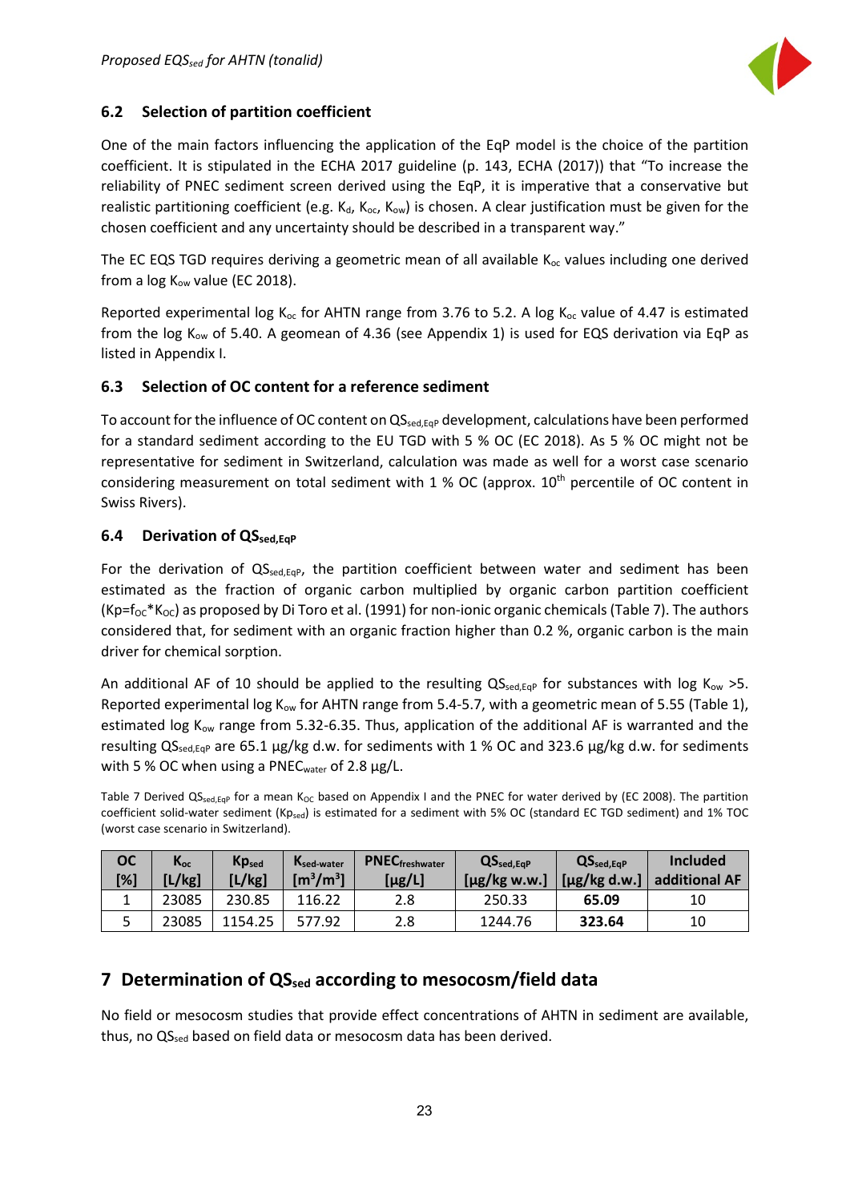### 6.2 Selection of partition coefficient

One of the main factors influencing the application of the EqP model is the choice of the partition coefficient. It is stipulated in the ECHA 2017 guideline (p. 143, ECHA (2017)) that "To increase the reliability of PNEC sediment screen derived using the EqP, it is imperative that a conservative but realistic partitioning coefficient (e.g. $K_d$, $K_{oc}$, $K_{ow}$) is chosen. A clear justification must be given for the chosen coefficient and any uncertainty should be described in a transparent way."

The EC EQS TGD requires deriving a geometric mean of all available $K_{oc}$ values including one derived from a log $K_{ow}$ value (EC 2018).

Reported experimental log $K_{oc}$ for AHTN range from 3.76 to 5.2. A log $K_{oc}$ value of 4.47 is estimated from the log $K_{ow}$ of 5.40. A geomean of 4.36 (see Appendix 1) is used for EQS derivation via EqP as listed in Appendix I.

### 6.3 Selection of OC content for a reference sediment

To account for the influence of OC content on $QS_{sed,EqP}$ development, calculations have been performed for a standard sediment according to the EU TGD with 5 % OC (EC 2018). As 5 % OC might not be representative for sediment in Switzerland, calculation was made as well for a worst case scenario considering measurement on total sediment with 1 % OC (approx. 10th percentile of OC content in Swiss Rivers).

### 6.4 Derivation of $QS_{sed,EqP}$

For the derivation of $QS_{sed,EqP}$, the partition coefficient between water and sediment has been estimated as the fraction of organic carbon multiplied by organic carbon partition coefficient ($Kp=f_{OC}*K_{OC}$) as proposed by Di Toro et al. (1991) for non-ionic organic chemicals (Table 7). The authors considered that, for sediment with an organic fraction higher than 0.2 %, organic carbon is the main driver for chemical sorption.

An additional AF of 10 should be applied to the resulting $QS_{sed,EqP}$ for substances with log $K_{ow}$ >5. Reported experimental log $K_{ow}$ for AHTN range from 5.4-5.7, with a geometric mean of 5.55 (Table 1), estimated log $K_{ow}$ range from 5.32-6.35. Thus, application of the additional AF is warranted and the resulting $QS_{sed,EqP}$ are 65.1 µg/kg d.w. for sediments with 1 % OC and 323.6 µg/kg d.w. for sediments with 5 % OC when using a $PNEC_{water}$ of 2.8 µg/L.

Table 7 Derived $QS_{sed,EqP}$ for a mean $K_{OC}$ based on Appendix I and the PNEC for water derived by (EC 2008). The partition coefficient solid-water sediment ($Kp_{sed}$) is estimated for a sediment with 5% OC (standard EC TGD sediment) and 1% TOC (worst case scenario in Switzerland).

| OC [%] | $K_{oc}$ [L/kg] | $Kp_{sed}$ [L/kg] | $K_{sed\text{-}water}$ [$m^3/m^3$] | $PNEC_{freshwater}$ [µg/L] | $QS_{sed,EqP}$ [µg/kg w.w.] | $QS_{sed,EqP}$ [µg/kg d.w.] | Included additional AF |
|---|---|---|---|---|---|---|---|
| 1 | 23085 | 230.85 | 116.22 | 2.8 | 250.33 | **65.09** | 10 |
| 5 | 23085 | 1154.25 | 577.92 | 2.8 | 1244.76 | **323.64** | 10 |

## 7 Determination of $QS_{sed}$ according to mesocosm/field data

No field or mesocosm studies that provide effect concentrations of AHTN in sediment are available, thus, no $QS_{sed}$ based on field data or mesocosm data has been derived.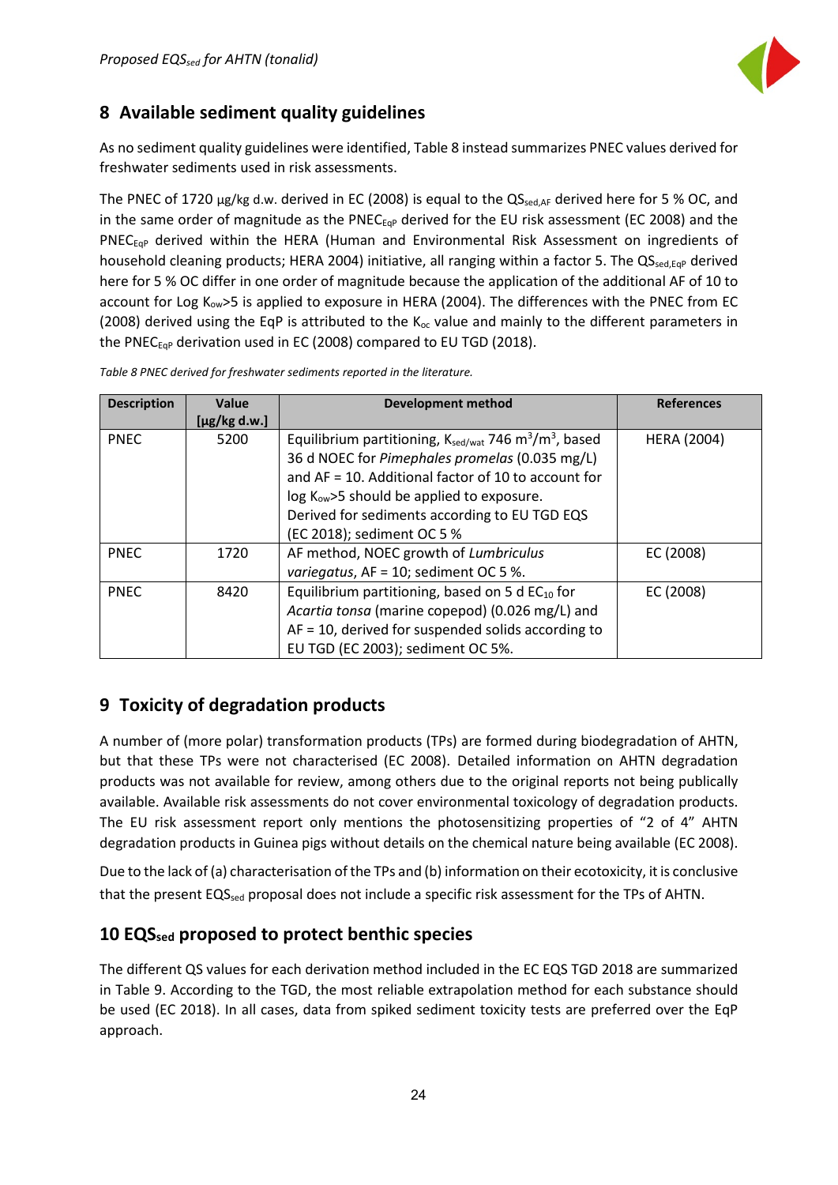## 8 Available sediment quality guidelines

As no sediment quality guidelines were identified, Table 8 instead summarizes PNEC values derived for freshwater sediments used in risk assessments.

The PNEC of 1720 µg/kg d.w. derived in EC (2008) is equal to the $QS_{sed,AF}$ derived here for 5 % OC, and in the same order of magnitude as the $PNEC_{EqP}$ derived for the EU risk assessment (EC 2008) and the $PNEC_{EqP}$ derived within the HERA (Human and Environmental Risk Assessment on ingredients of household cleaning products; HERA 2004) initiative, all ranging within a factor 5. The $QS_{sed,EqP}$ derived here for 5 % OC differ in one order of magnitude because the application of the additional AF of 10 to account for Log $K_{ow}$>5 is applied to exposure in HERA (2004). The differences with the PNEC from EC (2008) derived using the EqP is attributed to the $K_{oc}$ value and mainly to the different parameters in the $PNEC_{EqP}$ derivation used in EC (2008) compared to EU TGD (2018).

*Table 8 PNEC derived for freshwater sediments reported in the literature.*

| Description | Value [µg/kg d.w.] | Development method | References |
|---|---|---|---|
| PNEC | 5200 | Equilibrium partitioning, $K_{sed/wat}$ 746 $m^3/m^3$, based 36 d NOEC for *Pimephales promelas* (0.035 mg/L) and AF = 10. Additional factor of 10 to account for log $K_{ow}$>5 should be applied to exposure. Derived for sediments according to EU TGD EQS (EC 2018); sediment OC 5 % | HERA (2004) |
| PNEC | 1720 | AF method, NOEC growth of *Lumbriculus variegatus*, AF = 10; sediment OC 5 %. | EC (2008) |
| PNEC | 8420 | Equilibrium partitioning, based on 5 d $EC_{10}$ for *Acartia tonsa* (marine copepod) (0.026 mg/L) and AF = 10, derived for suspended solids according to EU TGD (EC 2003); sediment OC 5%. | EC (2008) |

## 9 Toxicity of degradation products

A number of (more polar) transformation products (TPs) are formed during biodegradation of AHTN, but that these TPs were not characterised (EC 2008). Detailed information on AHTN degradation products was not available for review, among others due to the original reports not being publically available. Available risk assessments do not cover environmental toxicology of degradation products. The EU risk assessment report only mentions the photosensitizing properties of "2 of 4" AHTN degradation products in Guinea pigs without details on the chemical nature being available (EC 2008).

Due to the lack of (a) characterisation of the TPs and (b) information on their ecotoxicity, it is conclusive that the present $EQS_{sed}$ proposal does not include a specific risk assessment for the TPs of AHTN.

## 10 $EQS_{sed}$ proposed to protect benthic species

The different QS values for each derivation method included in the EC EQS TGD 2018 are summarized in Table 9. According to the TGD, the most reliable extrapolation method for each substance should be used (EC 2018). In all cases, data from spiked sediment toxicity tests are preferred over the EqP approach.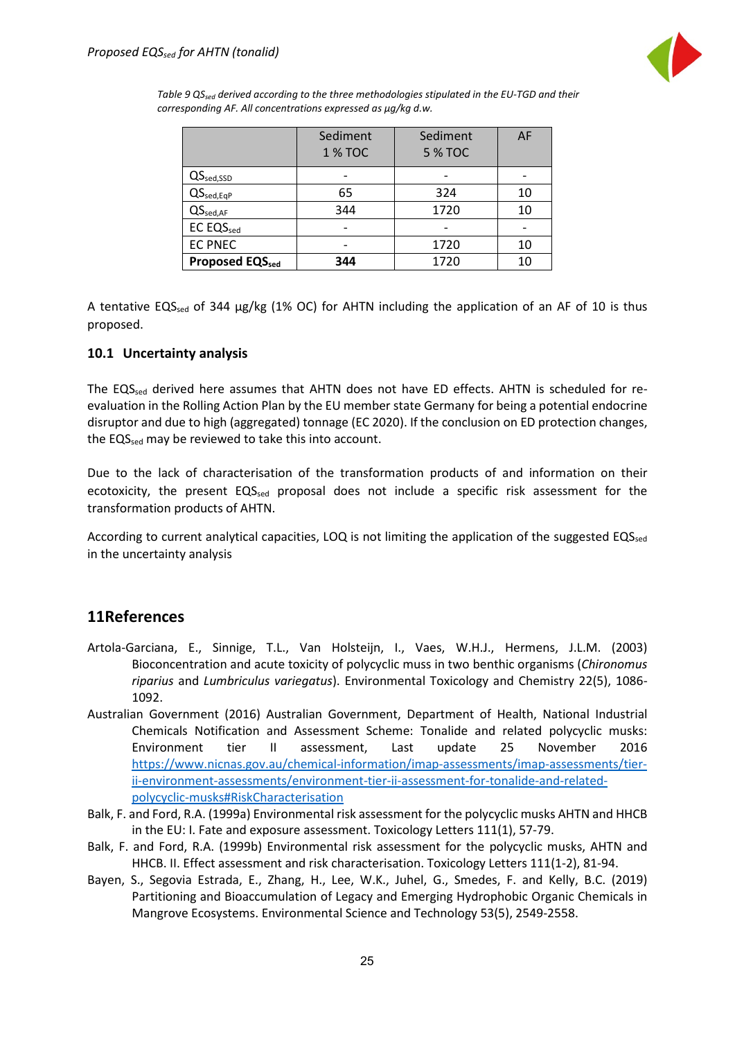*Table 9 $QS_{sed}$ derived according to the three methodologies stipulated in the EU-TGD and their corresponding AF. All concentrations expressed as µg/kg d.w.*

| | Sediment 1 % TOC | Sediment 5 % TOC | AF |
|---|---|---|---|
| $QS_{sed,SSD}$ | - | - | - |
| $QS_{sed,EqP}$ | 65 | 324 | 10 |
| $QS_{sed,AF}$ | 344 | 1720 | 10 |
| EC $EQS_{sed}$ | - | - | - |
| EC PNEC | - | 1720 | 10 |
| **Proposed $EQS_{sed}$** | **344** | 1720 | 10 |

A tentative $EQS_{sed}$ of 344 µg/kg (1% OC) for AHTN including the application of an AF of 10 is thus proposed.

### 10.1 Uncertainty analysis

The $EQS_{sed}$ derived here assumes that AHTN does not have ED effects. AHTN is scheduled for re-evaluation in the Rolling Action Plan by the EU member state Germany for being a potential endocrine disruptor and due to high (aggregated) tonnage (EC 2020). If the conclusion on ED protection changes, the $EQS_{sed}$ may be reviewed to take this into account.

Due to the lack of characterisation of the transformation products of and information on their ecotoxicity, the present $EQS_{sed}$ proposal does not include a specific risk assessment for the transformation products of AHTN.

According to current analytical capacities, LOQ is not limiting the application of the suggested $EQS_{sed}$ in the uncertainty analysis

## 11 References

Artola-Garciana, E., Sinnige, T.L., Van Holsteijn, I., Vaes, W.H.J., Hermens, J.L.M. (2003) Bioconcentration and acute toxicity of polycyclic muss in two benthic organisms (*Chironomus riparius* and *Lumbriculus variegatus*). Environmental Toxicology and Chemistry 22(5), 1086-1092.

Australian Government (2016) Australian Government, Department of Health, National Industrial Chemicals Notification and Assessment Scheme: Tonalide and related polycyclic musks: Environment tier II assessment, Last update 25 November 2016 https://www.nicnas.gov.au/chemical-information/imap-assessments/imap-assessments/tier-ii-environment-assessments/environment-tier-ii-assessment-for-tonalide-and-related-polycyclic-musks#RiskCharacterisation

Balk, F. and Ford, R.A. (1999a) Environmental risk assessment for the polycyclic musks AHTN and HHCB in the EU: I. Fate and exposure assessment. Toxicology Letters 111(1), 57-79.

Balk, F. and Ford, R.A. (1999b) Environmental risk assessment for the polycyclic musks, AHTN and HHCB. II. Effect assessment and risk characterisation. Toxicology Letters 111(1-2), 81-94.

Bayen, S., Segovia Estrada, E., Zhang, H., Lee, W.K., Juhel, G., Smedes, F. and Kelly, B.C. (2019) Partitioning and Bioaccumulation of Legacy and Emerging Hydrophobic Organic Chemicals in Mangrove Ecosystems. Environmental Science and Technology 53(5), 2549-2558.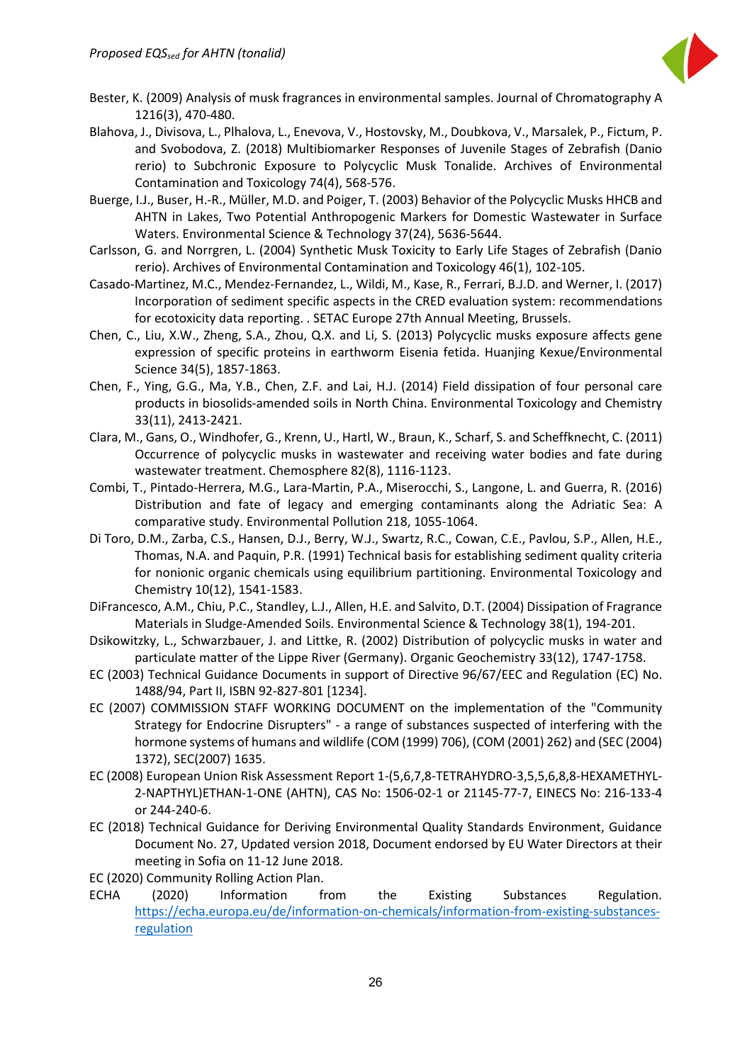Bester, K. (2009) Analysis of musk fragrances in environmental samples. Journal of Chromatography A 1216(3), 470-480.

Blahova, J., Divisova, L., Plhalova, L., Enevova, V., Hostovsky, M., Doubkova, V., Marsalek, P., Fictum, P. and Svobodova, Z. (2018) Multibiomarker Responses of Juvenile Stages of Zebrafish (Danio rerio) to Subchronic Exposure to Polycyclic Musk Tonalide. Archives of Environmental Contamination and Toxicology 74(4), 568-576.

Buerge, I.J., Buser, H.-R., Müller, M.D. and Poiger, T. (2003) Behavior of the Polycyclic Musks HHCB and AHTN in Lakes, Two Potential Anthropogenic Markers for Domestic Wastewater in Surface Waters. Environmental Science & Technology 37(24), 5636-5644.

Carlsson, G. and Norrgren, L. (2004) Synthetic Musk Toxicity to Early Life Stages of Zebrafish (Danio rerio). Archives of Environmental Contamination and Toxicology 46(1), 102-105.

Casado-Martinez, M.C., Mendez-Fernandez, L., Wildi, M., Kase, R., Ferrari, B.J.D. and Werner, I. (2017) Incorporation of sediment specific aspects in the CRED evaluation system: recommendations for ecotoxicity data reporting. . SETAC Europe 27th Annual Meeting, Brussels.

Chen, C., Liu, X.W., Zheng, S.A., Zhou, Q.X. and Li, S. (2013) Polycyclic musks exposure affects gene expression of specific proteins in earthworm Eisenia fetida. Huanjing Kexue/Environmental Science 34(5), 1857-1863.

Chen, F., Ying, G.G., Ma, Y.B., Chen, Z.F. and Lai, H.J. (2014) Field dissipation of four personal care products in biosolids-amended soils in North China. Environmental Toxicology and Chemistry 33(11), 2413-2421.

Clara, M., Gans, O., Windhofer, G., Krenn, U., Hartl, W., Braun, K., Scharf, S. and Scheffknecht, C. (2011) Occurrence of polycyclic musks in wastewater and receiving water bodies and fate during wastewater treatment. Chemosphere 82(8), 1116-1123.

Combi, T., Pintado-Herrera, M.G., Lara-Martin, P.A., Miserocchi, S., Langone, L. and Guerra, R. (2016) Distribution and fate of legacy and emerging contaminants along the Adriatic Sea: A comparative study. Environmental Pollution 218, 1055-1064.

Di Toro, D.M., Zarba, C.S., Hansen, D.J., Berry, W.J., Swartz, R.C., Cowan, C.E., Pavlou, S.P., Allen, H.E., Thomas, N.A. and Paquin, P.R. (1991) Technical basis for establishing sediment quality criteria for nonionic organic chemicals using equilibrium partitioning. Environmental Toxicology and Chemistry 10(12), 1541-1583.

DiFrancesco, A.M., Chiu, P.C., Standley, L.J., Allen, H.E. and Salvito, D.T. (2004) Dissipation of Fragrance Materials in Sludge-Amended Soils. Environmental Science & Technology 38(1), 194-201.

Dsikowitzky, L., Schwarzbauer, J. and Littke, R. (2002) Distribution of polycyclic musks in water and particulate matter of the Lippe River (Germany). Organic Geochemistry 33(12), 1747-1758.

EC (2003) Technical Guidance Documents in support of Directive 96/67/EEC and Regulation (EC) No. 1488/94, Part II, ISBN 92-827-801 [1234].

EC (2007) COMMISSION STAFF WORKING DOCUMENT on the implementation of the "Community Strategy for Endocrine Disrupters" - a range of substances suspected of interfering with the hormone systems of humans and wildlife (COM (1999) 706), (COM (2001) 262) and (SEC (2004) 1372), SEC(2007) 1635.

EC (2008) European Union Risk Assessment Report 1-(5,6,7,8-TETRAHYDRO-3,5,5,6,8,8-HEXAMETHYL-2-NAPTHYL)ETHAN-1-ONE (AHTN), CAS No: 1506-02-1 or 21145-77-7, EINECS No: 216-133-4 or 244-240-6.

EC (2018) Technical Guidance for Deriving Environmental Quality Standards Environment, Guidance Document No. 27, Updated version 2018, Document endorsed by EU Water Directors at their meeting in Sofia on 11-12 June 2018.

EC (2020) Community Rolling Action Plan.

ECHA (2020) Information from the Existing Substances Regulation. https://echa.europa.eu/de/information-on-chemicals/information-from-existing-substances-regulation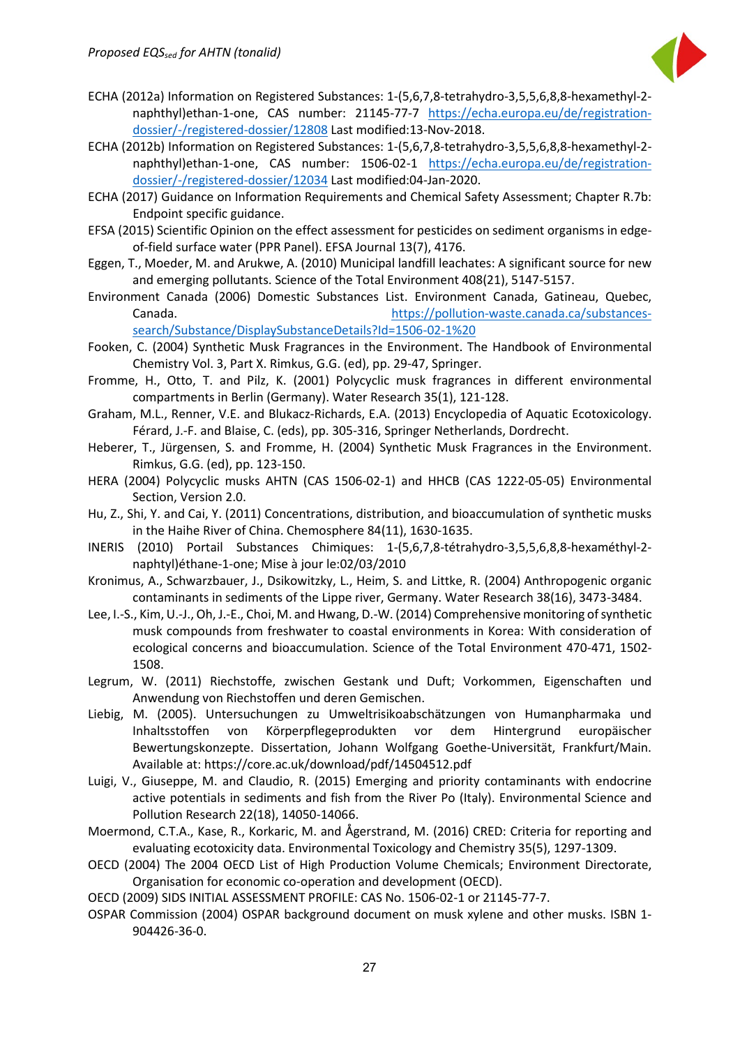ECHA (2012a) Information on Registered Substances: 1-(5,6,7,8-tetrahydro-3,5,5,6,8,8-hexamethyl-2-naphthyl)ethan-1-one, CAS number: 21145-77-7 https://echa.europa.eu/de/registration-dossier/-/registered-dossier/12808 Last modified:13-Nov-2018.

ECHA (2012b) Information on Registered Substances: 1-(5,6,7,8-tetrahydro-3,5,5,6,8,8-hexamethyl-2-naphthyl)ethan-1-one, CAS number: 1506-02-1 https://echa.europa.eu/de/registration-dossier/-/registered-dossier/12034 Last modified:04-Jan-2020.

ECHA (2017) Guidance on Information Requirements and Chemical Safety Assessment; Chapter R.7b: Endpoint specific guidance.

EFSA (2015) Scientific Opinion on the effect assessment for pesticides on sediment organisms in edge-of-field surface water (PPR Panel). EFSA Journal 13(7), 4176.

Eggen, T., Moeder, M. and Arukwe, A. (2010) Municipal landfill leachates: A significant source for new and emerging pollutants. Science of the Total Environment 408(21), 5147-5157.

Environment Canada (2006) Domestic Substances List. Environment Canada, Gatineau, Quebec, Canada. https://pollution-waste.canada.ca/substances-search/Substance/DisplaySubstanceDetails?Id=1506-02-1%20

Fooken, C. (2004) Synthetic Musk Fragrances in the Environment. The Handbook of Environmental Chemistry Vol. 3, Part X. Rimkus, G.G. (ed), pp. 29-47, Springer.

Fromme, H., Otto, T. and Pilz, K. (2001) Polycyclic musk fragrances in different environmental compartments in Berlin (Germany). Water Research 35(1), 121-128.

Graham, M.L., Renner, V.E. and Blukacz-Richards, E.A. (2013) Encyclopedia of Aquatic Ecotoxicology. Férard, J.-F. and Blaise, C. (eds), pp. 305-316, Springer Netherlands, Dordrecht.

Heberer, T., Jürgensen, S. and Fromme, H. (2004) Synthetic Musk Fragrances in the Environment. Rimkus, G.G. (ed), pp. 123-150.

HERA (2004) Polycyclic musks AHTN (CAS 1506-02-1) and HHCB (CAS 1222-05-05) Environmental Section, Version 2.0.

Hu, Z., Shi, Y. and Cai, Y. (2011) Concentrations, distribution, and bioaccumulation of synthetic musks in the Haihe River of China. Chemosphere 84(11), 1630-1635.

INERIS (2010) Portail Substances Chimiques: 1-(5,6,7,8-tétrahydro-3,5,5,6,8,8-hexaméthyl-2-naphtyl)éthane-1-one; Mise à jour le:02/03/2010

Kronimus, A., Schwarzbauer, J., Dsikowitzky, L., Heim, S. and Littke, R. (2004) Anthropogenic organic contaminants in sediments of the Lippe river, Germany. Water Research 38(16), 3473-3484.

Lee, I.-S., Kim, U.-J., Oh, J.-E., Choi, M. and Hwang, D.-W. (2014) Comprehensive monitoring of synthetic musk compounds from freshwater to coastal environments in Korea: With consideration of ecological concerns and bioaccumulation. Science of the Total Environment 470-471, 1502-1508.

Legrum, W. (2011) Riechstoffe, zwischen Gestank und Duft; Vorkommen, Eigenschaften und Anwendung von Riechstoffen und deren Gemischen.

Liebig, M. (2005). Untersuchungen zu Umweltrisikoabschätzungen von Humanpharmaka und Inhaltsstoffen von Körperpflegeprodukten vor dem Hintergrund europäischer Bewertungskonzepte. Dissertation, Johann Wolfgang Goethe-Universität, Frankfurt/Main. Available at: https://core.ac.uk/download/pdf/14504512.pdf

Luigi, V., Giuseppe, M. and Claudio, R. (2015) Emerging and priority contaminants with endocrine active potentials in sediments and fish from the River Po (Italy). Environmental Science and Pollution Research 22(18), 14050-14066.

Moermond, C.T.A., Kase, R., Korkaric, M. and Ågerstrand, M. (2016) CRED: Criteria for reporting and evaluating ecotoxicity data. Environmental Toxicology and Chemistry 35(5), 1297-1309.

OECD (2004) The 2004 OECD List of High Production Volume Chemicals; Environment Directorate, Organisation for economic co-operation and development (OECD).

OECD (2009) SIDS INITIAL ASSESSMENT PROFILE: CAS No. 1506-02-1 or 21145-77-7.

OSPAR Commission (2004) OSPAR background document on musk xylene and other musks. ISBN 1-904426-36-0.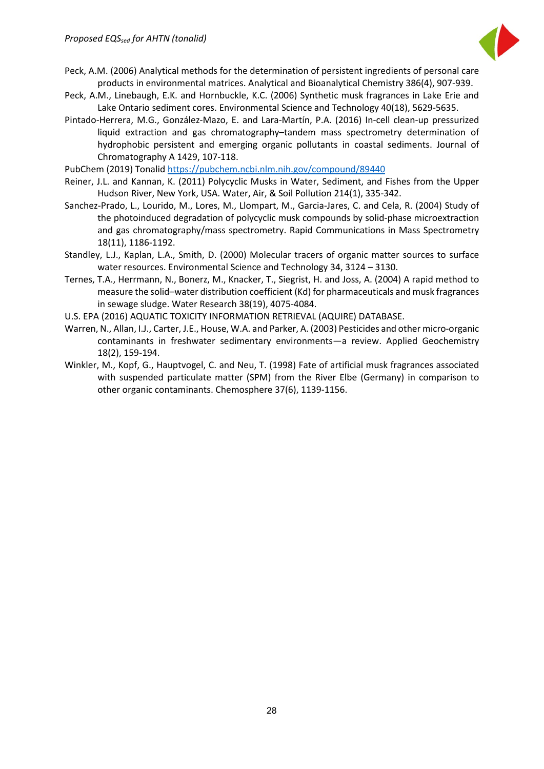Peck, A.M. (2006) Analytical methods for the determination of persistent ingredients of personal care products in environmental matrices. Analytical and Bioanalytical Chemistry 386(4), 907-939.

Peck, A.M., Linebaugh, E.K. and Hornbuckle, K.C. (2006) Synthetic musk fragrances in Lake Erie and Lake Ontario sediment cores. Environmental Science and Technology 40(18), 5629-5635.

Pintado-Herrera, M.G., González-Mazo, E. and Lara-Martín, P.A. (2016) In-cell clean-up pressurized liquid extraction and gas chromatography–tandem mass spectrometry determination of hydrophobic persistent and emerging organic pollutants in coastal sediments. Journal of Chromatography A 1429, 107-118.

PubChem (2019) Tonalid https://pubchem.ncbi.nlm.nih.gov/compound/89440

Reiner, J.L. and Kannan, K. (2011) Polycyclic Musks in Water, Sediment, and Fishes from the Upper Hudson River, New York, USA. Water, Air, & Soil Pollution 214(1), 335-342.

Sanchez-Prado, L., Lourido, M., Lores, M., Llompart, M., Garcia-Jares, C. and Cela, R. (2004) Study of the photoinduced degradation of polycyclic musk compounds by solid-phase microextraction and gas chromatography/mass spectrometry. Rapid Communications in Mass Spectrometry 18(11), 1186-1192.

Standley, L.J., Kaplan, L.A., Smith, D. (2000) Molecular tracers of organic matter sources to surface water resources. Environmental Science and Technology 34, 3124 – 3130.

Ternes, T.A., Herrmann, N., Bonerz, M., Knacker, T., Siegrist, H. and Joss, A. (2004) A rapid method to measure the solid–water distribution coefficient (Kd) for pharmaceuticals and musk fragrances in sewage sludge. Water Research 38(19), 4075-4084.

U.S. EPA (2016) AQUATIC TOXICITY INFORMATION RETRIEVAL (AQUIRE) DATABASE.

Warren, N., Allan, I.J., Carter, J.E., House, W.A. and Parker, A. (2003) Pesticides and other micro-organic contaminants in freshwater sedimentary environments—a review. Applied Geochemistry 18(2), 159-194.

Winkler, M., Kopf, G., Hauptvogel, C. and Neu, T. (1998) Fate of artificial musk fragrances associated with suspended particulate matter (SPM) from the River Elbe (Germany) in comparison to other organic contaminants. Chemosphere 37(6), 1139-1156.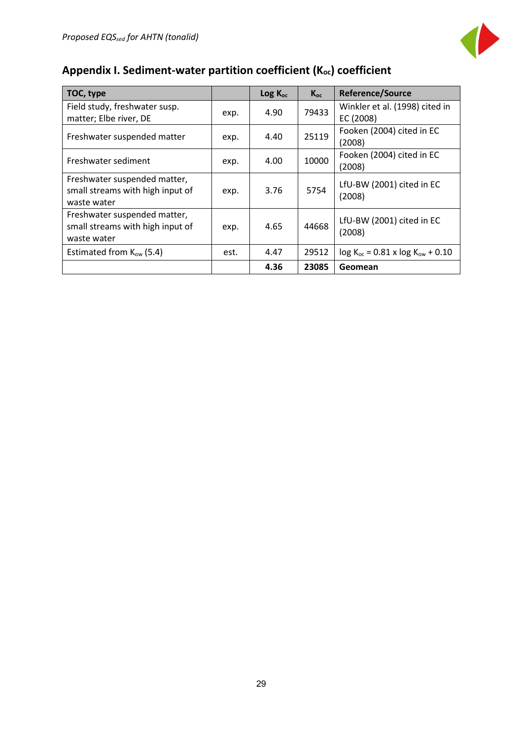## Appendix I. Sediment-water partition coefficient ($K_{oc}$) coefficient

| TOC, type | | Log $K_{oc}$ | $K_{oc}$ | Reference/Source |
|---|---|---|---|---|
| Field study, freshwater susp. matter; Elbe river, DE | exp. | 4.90 | 79433 | Winkler et al. (1998) cited in EC (2008) |
| Freshwater suspended matter | exp. | 4.40 | 25119 | Fooken (2004) cited in EC (2008) |
| Freshwater sediment | exp. | 4.00 | 10000 | Fooken (2004) cited in EC (2008) |
| Freshwater suspended matter, small streams with high input of waste water | exp. | 3.76 | 5754 | LfU-BW (2001) cited in EC (2008) |
| Freshwater suspended matter, small streams with high input of waste water | exp. | 4.65 | 44668 | LfU-BW (2001) cited in EC (2008) |
| Estimated from $K_{ow}$ (5.4) | est. | 4.47 | 29512 | $\log K_{oc} = 0.81 \times \log K_{ow} + 0.10$ |
| | | **4.36** | **23085** | **Geomean** |